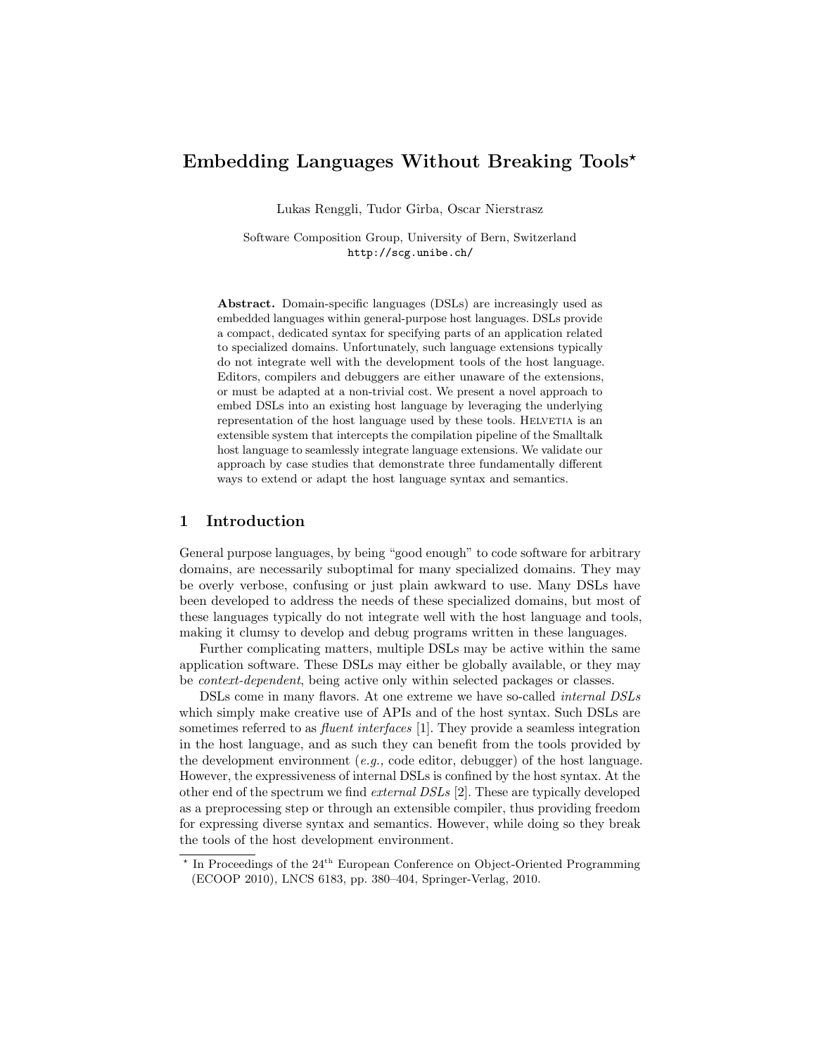# Embedding Languages Without Breaking Tools*

Lukas Renggli, Tudor Gîrba, Oscar Nierstrasz

Software Composition Group, University of Bern, Switzerland
http://scg.unibe.ch/

**Abstract.** Domain-specific languages (DSLs) are increasingly used as embedded languages within general-purpose host languages. DSLs provide a compact, dedicated syntax for specifying parts of an application related to specialized domains. Unfortunately, such language extensions typically do not integrate well with the development tools of the host language. Editors, compilers and debuggers are either unaware of the extensions, or must be adapted at a non-trivial cost. We present a novel approach to embed DSLs into an existing host language by leveraging the underlying representation of the host language used by these tools. Helvetia is an extensible system that intercepts the compilation pipeline of the Smalltalk host language to seamlessly integrate language extensions. We validate our approach by case studies that demonstrate three fundamentally different ways to extend or adapt the host language syntax and semantics.

## 1 Introduction

General purpose languages, by being "good enough" to code software for arbitrary domains, are necessarily suboptimal for many specialized domains. They may be overly verbose, confusing or just plain awkward to use. Many DSLs have been developed to address the needs of these specialized domains, but most of these languages typically do not integrate well with the host language and tools, making it clumsy to develop and debug programs written in these languages.

Further complicating matters, multiple DSLs may be active within the same application software. These DSLs may either be globally available, or they may be *context-dependent*, being active only within selected packages or classes.

DSLs come in many flavors. At one extreme we have so-called *internal DSLs* which simply make creative use of APIs and of the host syntax. Such DSLs are sometimes referred to as *fluent interfaces* [1]. They provide a seamless integration in the host language, and as such they can benefit from the tools provided by the development environment (*e.g.,* code editor, debugger) of the host language. However, the expressiveness of internal DSLs is confined by the host syntax. At the other end of the spectrum we find *external DSLs* [2]. These are typically developed as a preprocessing step or through an extensible compiler, thus providing freedom for expressing diverse syntax and semantics. However, while doing so they break the tools of the host development environment.

* In Proceedings of the 24th European Conference on Object-Oriented Programming (ECOOP 2010), LNCS 6183, pp. 380–404, Springer-Verlag, 2010.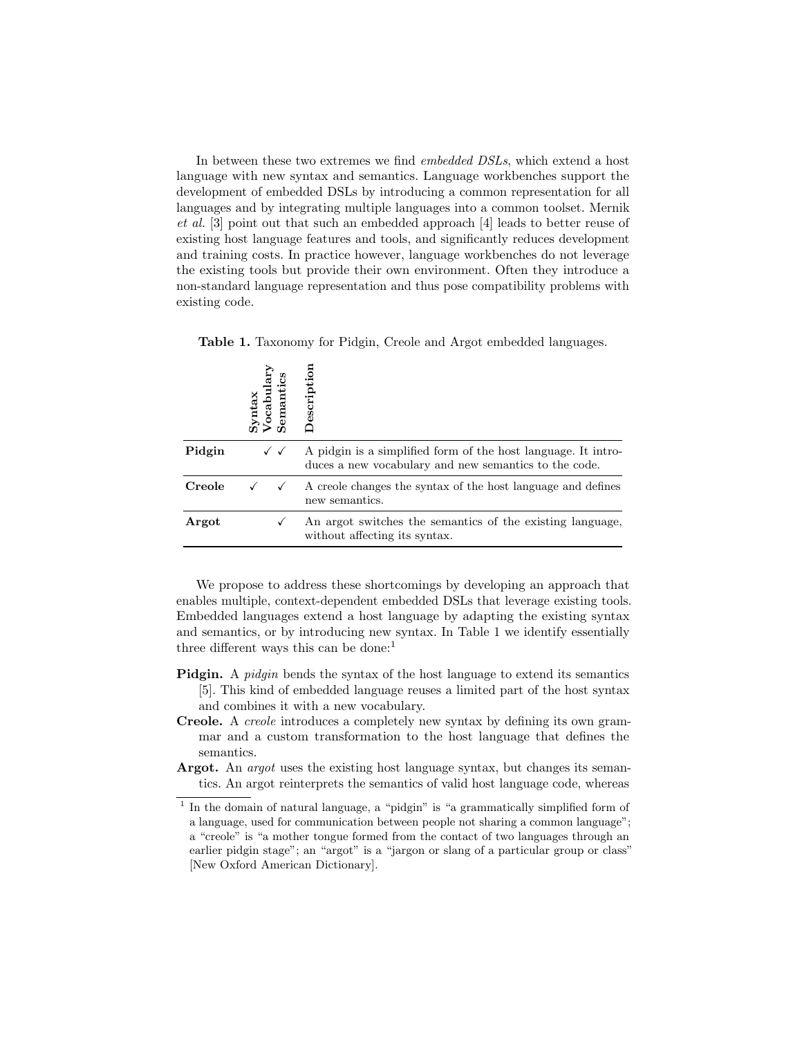In between these two extremes we find *embedded DSLs*, which extend a host language with new syntax and semantics. Language workbenches support the development of embedded DSLs by introducing a common representation for all languages and by integrating multiple languages into a common toolset. Mernik *et al.* [3] point out that such an embedded approach [4] leads to better reuse of existing host language features and tools, and significantly reduces development and training costs. In practice however, language workbenches do not leverage the existing tools but provide their own environment. Often they introduce a non-standard language representation and thus pose compatibility problems with existing code.

**Table 1.** Taxonomy for Pidgin, Creole and Argot embedded languages.

| | **Syntax** | **Vocabulary** | **Semantics** | **Description** |
|---|---|---|---|---|
| **Pidgin** | | ✓ | ✓ | A pidgin is a simplified form of the host language. It introduces a new vocabulary and new semantics to the code. |
| **Creole** | ✓ | | ✓ | A creole changes the syntax of the host language and defines new semantics. |
| **Argot** | | | ✓ | An argot switches the semantics of the existing language, without affecting its syntax. |

We propose to address these shortcomings by developing an approach that enables multiple, context-dependent embedded DSLs that leverage existing tools. Embedded languages extend a host language by adapting the existing syntax and semantics, or by introducing new syntax. In Table 1 we identify essentially three different ways this can be done:[1]

**Pidgin.** A *pidgin* bends the syntax of the host language to extend its semantics [5]. This kind of embedded language reuses a limited part of the host syntax and combines it with a new vocabulary.

**Creole.** A *creole* introduces a completely new syntax by defining its own grammar and a custom transformation to the host language that defines the semantics.

**Argot.** An *argot* uses the existing host language syntax, but changes its semantics. An argot reinterprets the semantics of valid host language code, whereas

[1] In the domain of natural language, a "pidgin" is "a grammatically simplified form of a language, used for communication between people not sharing a common language"; a "creole" is "a mother tongue formed from the contact of two languages through an earlier pidgin stage"; an "argot" is a "jargon or slang of a particular group or class" [New Oxford American Dictionary].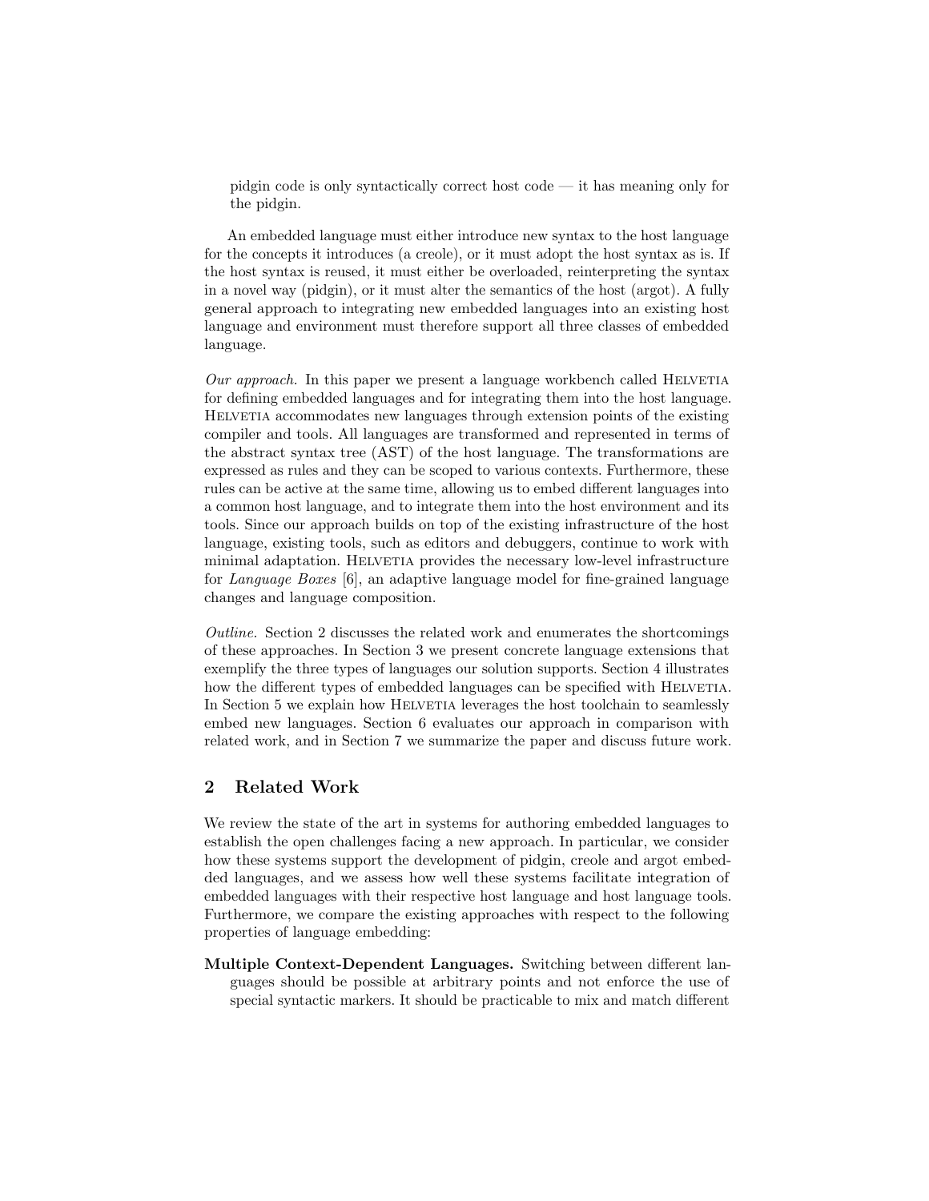pidgin code is only syntactically correct host code — it has meaning only for the pidgin.

An embedded language must either introduce new syntax to the host language for the concepts it introduces (a creole), or it must adopt the host syntax as is. If the host syntax is reused, it must either be overloaded, reinterpreting the syntax in a novel way (pidgin), or it must alter the semantics of the host (argot). A fully general approach to integrating new embedded languages into an existing host language and environment must therefore support all three classes of embedded language.

*Our approach.* In this paper we present a language workbench called Helvetia for defining embedded languages and for integrating them into the host language. Helvetia accommodates new languages through extension points of the existing compiler and tools. All languages are transformed and represented in terms of the abstract syntax tree (AST) of the host language. The transformations are expressed as rules and they can be scoped to various contexts. Furthermore, these rules can be active at the same time, allowing us to embed different languages into a common host language, and to integrate them into the host environment and its tools. Since our approach builds on top of the existing infrastructure of the host language, existing tools, such as editors and debuggers, continue to work with minimal adaptation. Helvetia provides the necessary low-level infrastructure for *Language Boxes* [6], an adaptive language model for fine-grained language changes and language composition.

*Outline.* Section 2 discusses the related work and enumerates the shortcomings of these approaches. In Section 3 we present concrete language extensions that exemplify the three types of languages our solution supports. Section 4 illustrates how the different types of embedded languages can be specified with Helvetia. In Section 5 we explain how Helvetia leverages the host toolchain to seamlessly embed new languages. Section 6 evaluates our approach in comparison with related work, and in Section 7 we summarize the paper and discuss future work.

## 2 Related Work

We review the state of the art in systems for authoring embedded languages to establish the open challenges facing a new approach. In particular, we consider how these systems support the development of pidgin, creole and argot embedded languages, and we assess how well these systems facilitate integration of embedded languages with their respective host language and host language tools. Furthermore, we compare the existing approaches with respect to the following properties of language embedding:

**Multiple Context-Dependent Languages.** Switching between different languages should be possible at arbitrary points and not enforce the use of special syntactic markers. It should be practicable to mix and match different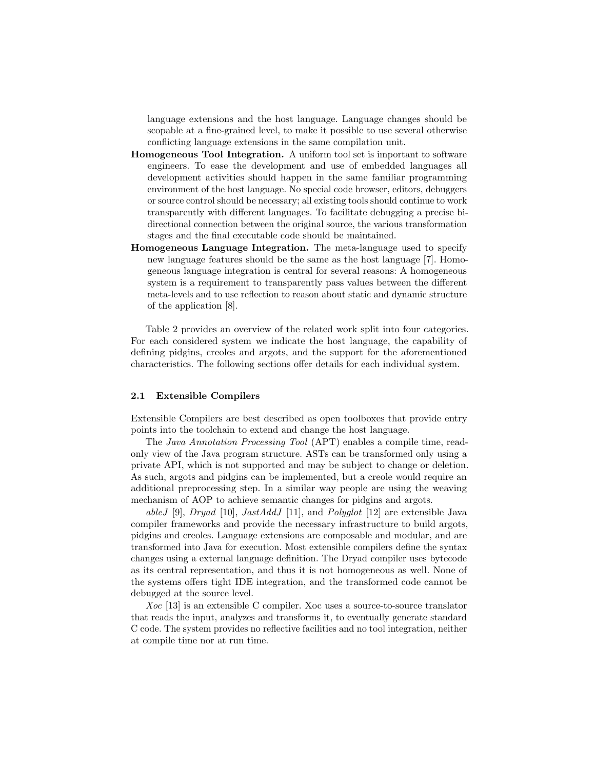language extensions and the host language. Language changes should be scopable at a fine-grained level, to make it possible to use several otherwise conflicting language extensions in the same compilation unit.

**Homogeneous Tool Integration.** A uniform tool set is important to software engineers. To ease the development and use of embedded languages all development activities should happen in the same familiar programming environment of the host language. No special code browser, editors, debuggers or source control should be necessary; all existing tools should continue to work transparently with different languages. To facilitate debugging a precise bi-directional connection between the original source, the various transformation stages and the final executable code should be maintained.

**Homogeneous Language Integration.** The meta-language used to specify new language features should be the same as the host language [7]. Homogeneous language integration is central for several reasons: A homogeneous system is a requirement to transparently pass values between the different meta-levels and to use reflection to reason about static and dynamic structure of the application [8].

Table 2 provides an overview of the related work split into four categories. For each considered system we indicate the host language, the capability of defining pidgins, creoles and argots, and the support for the aforementioned characteristics. The following sections offer details for each individual system.

### 2.1 Extensible Compilers

Extensible Compilers are best described as open toolboxes that provide entry points into the toolchain to extend and change the host language.

The *Java Annotation Processing Tool* (APT) enables a compile time, read-only view of the Java program structure. ASTs can be transformed only using a private API, which is not supported and may be subject to change or deletion. As such, argots and pidgins can be implemented, but a creole would require an additional preprocessing step. In a similar way people are using the weaving mechanism of AOP to achieve semantic changes for pidgins and argots.

*ableJ* [9], *Dryad* [10], *JastAddJ* [11], and *Polyglot* [12] are extensible Java compiler frameworks and provide the necessary infrastructure to build argots, pidgins and creoles. Language extensions are composable and modular, and are transformed into Java for execution. Most extensible compilers define the syntax changes using a external language definition. The Dryad compiler uses bytecode as its central representation, and thus it is not homogeneous as well. None of the systems offers tight IDE integration, and the transformed code cannot be debugged at the source level.

*Xoc* [13] is an extensible C compiler. Xoc uses a source-to-source translator that reads the input, analyzes and transforms it, to eventually generate standard C code. The system provides no reflective facilities and no tool integration, neither at compile time nor at run time.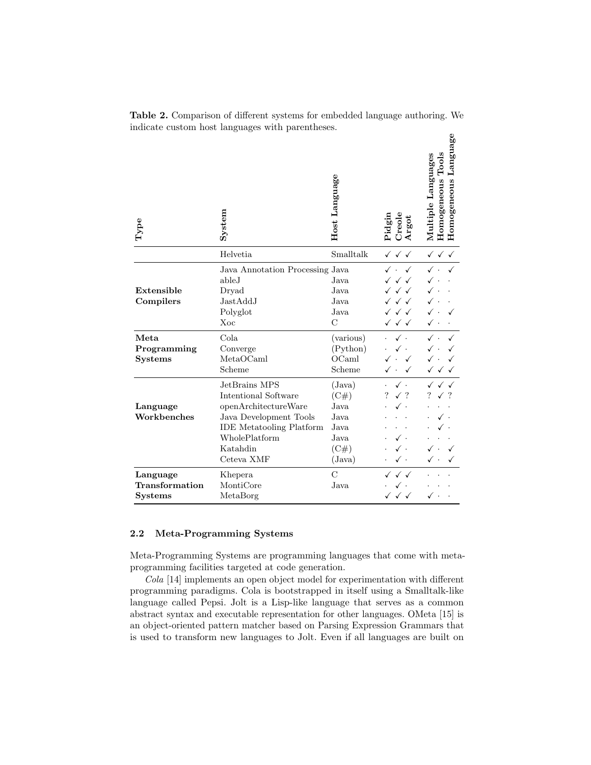**Table 2.** Comparison of different systems for embedded language authoring. We indicate custom host languages with parentheses.

| Type | System | Host Language | Pidgin | Creole | Argot | Multiple Languages | Homogeneous Tools | Homogeneous Language |
|---|---|---|---|---|---|---|---|---|
| | Helvetia | Smalltalk | ✓ | ✓ | ✓ | ✓ | ✓ | ✓ |
| **Extensible Compilers** | Java Annotation Processing | Java | ✓ | · | ✓ | ✓ | · | ✓ |
| | ableJ | Java | ✓ | ✓ | ✓ | ✓ | · | · |
| | Dryad | Java | ✓ | ✓ | ✓ | ✓ | · | · |
| | JastAddJ | Java | ✓ | ✓ | ✓ | ✓ | · | · |
| | Polyglot | Java | ✓ | ✓ | ✓ | ✓ | · | ✓ |
| | Xoc | C | ✓ | ✓ | ✓ | ✓ | · | · |
| **Meta Programming Systems** | Cola | (various) | · | ✓ | · | ✓ | · | ✓ |
| | Converge | (Python) | · | ✓ | · | ✓ | · | ✓ |
| | MetaOCaml | OCaml | ✓ | · | ✓ | ✓ | · | ✓ |
| | Scheme | Scheme | ✓ | · | ✓ | ✓ | ✓ | ✓ |
| **Language Workbenches** | JetBrains MPS | (Java) | · | ✓ | · | ✓ | ✓ | ✓ |
| | Intentional Software | (C#) | ? | ✓ | ? | ? | ✓ | ? |
| | openArchitectureWare | Java | · | ✓ | · | · | · | · |
| | Java Development Tools | Java | · | · | · | · | ✓ | · |
| | IDE Metatooling Platform | Java | · | · | · | · | ✓ | · |
| | WholePlatform | Java | · | ✓ | · | · | · | · |
| | Katahdin | (C#) | · | ✓ | · | ✓ | · | ✓ |
| | Ceteva XMF | (Java) | · | ✓ | · | ✓ | · | ✓ |
| **Language Transformation Systems** | Khepera | C | ✓ | ✓ | ✓ | · | · | · |
| | MontiCore | Java | · | ✓ | · | · | · | · |
| | MetaBorg | | ✓ | ✓ | ✓ | ✓ | · | · |

### 2.2 Meta-Programming Systems

Meta-Programming Systems are programming languages that come with meta-programming facilities targeted at code generation.

*Cola* [14] implements an open object model for experimentation with different programming paradigms. Cola is bootstrapped in itself using a Smalltalk-like language called Pepsi. Jolt is a Lisp-like language that serves as a common abstract syntax and executable representation for other languages. OMeta [15] is an object-oriented pattern matcher based on Parsing Expression Grammars that is used to transform new languages to Jolt. Even if all languages are built on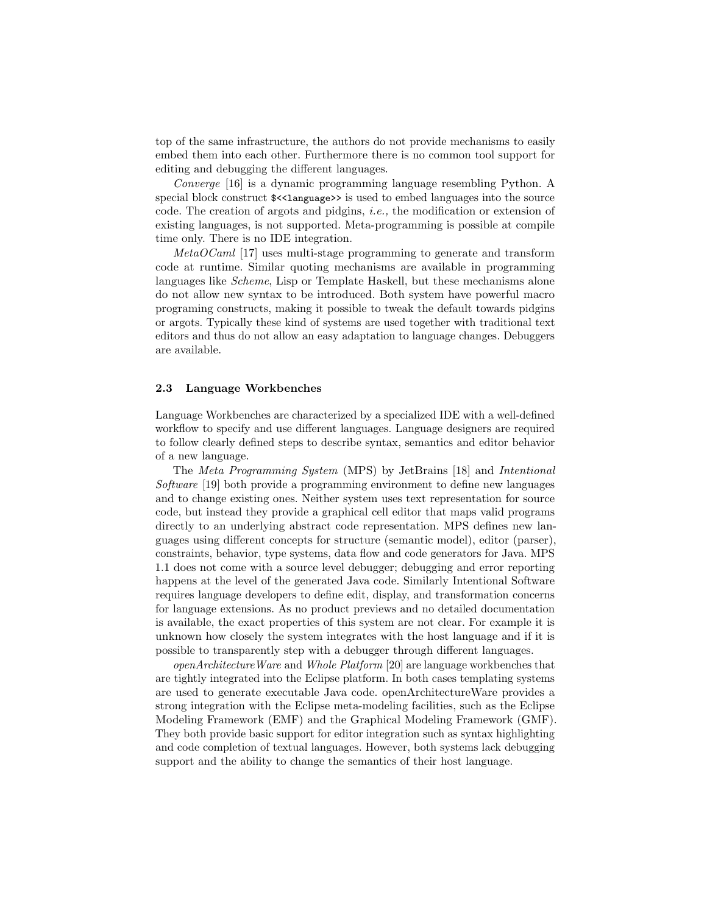top of the same infrastructure, the authors do not provide mechanisms to easily embed them into each other. Furthermore there is no common tool support for editing and debugging the different languages.

*Converge* [16] is a dynamic programming language resembling Python. A special block construct `$<<language>>` is used to embed languages into the source code. The creation of argots and pidgins, *i.e.,* the modification or extension of existing languages, is not supported. Meta-programming is possible at compile time only. There is no IDE integration.

*MetaOCaml* [17] uses multi-stage programming to generate and transform code at runtime. Similar quoting mechanisms are available in programming languages like *Scheme*, Lisp or Template Haskell, but these mechanisms alone do not allow new syntax to be introduced. Both system have powerful macro programing constructs, making it possible to tweak the default towards pidgins or argots. Typically these kind of systems are used together with traditional text editors and thus do not allow an easy adaptation to language changes. Debuggers are available.

### 2.3 Language Workbenches

Language Workbenches are characterized by a specialized IDE with a well-defined workflow to specify and use different languages. Language designers are required to follow clearly defined steps to describe syntax, semantics and editor behavior of a new language.

The *Meta Programming System* (MPS) by JetBrains [18] and *Intentional Software* [19] both provide a programming environment to define new languages and to change existing ones. Neither system uses text representation for source code, but instead they provide a graphical cell editor that maps valid programs directly to an underlying abstract code representation. MPS defines new languages using different concepts for structure (semantic model), editor (parser), constraints, behavior, type systems, data flow and code generators for Java. MPS 1.1 does not come with a source level debugger; debugging and error reporting happens at the level of the generated Java code. Similarly Intentional Software requires language developers to define edit, display, and transformation concerns for language extensions. As no product previews and no detailed documentation is available, the exact properties of this system are not clear. For example it is unknown how closely the system integrates with the host language and if it is possible to transparently step with a debugger through different languages.

*openArchitectureWare* and *Whole Platform* [20] are language workbenches that are tightly integrated into the Eclipse platform. In both cases templating systems are used to generate executable Java code. openArchitectureWare provides a strong integration with the Eclipse meta-modeling facilities, such as the Eclipse Modeling Framework (EMF) and the Graphical Modeling Framework (GMF). They both provide basic support for editor integration such as syntax highlighting and code completion of textual languages. However, both systems lack debugging support and the ability to change the semantics of their host language.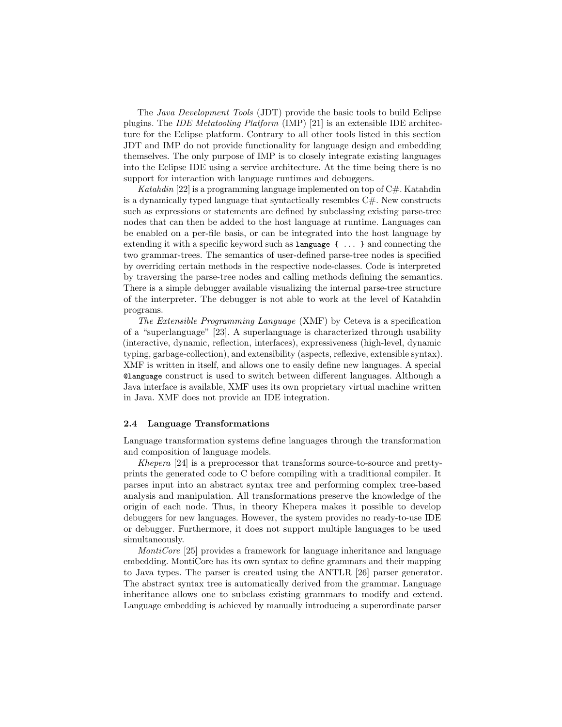The *Java Development Tools* (JDT) provide the basic tools to build Eclipse plugins. The *IDE Metatooling Platform* (IMP) [21] is an extensible IDE architecture for the Eclipse platform. Contrary to all other tools listed in this section JDT and IMP do not provide functionality for language design and embedding themselves. The only purpose of IMP is to closely integrate existing languages into the Eclipse IDE using a service architecture. At the time being there is no support for interaction with language runtimes and debuggers.

*Katahdin* [22] is a programming language implemented on top of C#. Katahdin is a dynamically typed language that syntactically resembles C#. New constructs such as expressions or statements are defined by subclassing existing parse-tree nodes that can then be added to the host language at runtime. Languages can be enabled on a per-file basis, or can be integrated into the host language by extending it with a specific keyword such as `language { ... }` and connecting the two grammar-trees. The semantics of user-defined parse-tree nodes is specified by overriding certain methods in the respective node-classes. Code is interpreted by traversing the parse-tree nodes and calling methods defining the semantics. There is a simple debugger available visualizing the internal parse-tree structure of the interpreter. The debugger is not able to work at the level of Katahdin programs.

*The Extensible Programming Language* (XMF) by Ceteva is a specification of a "superlanguage" [23]. A superlanguage is characterized through usability (interactive, dynamic, reflection, interfaces), expressiveness (high-level, dynamic typing, garbage-collection), and extensibility (aspects, reflexive, extensible syntax). XMF is written in itself, and allows one to easily define new languages. A special `@language` construct is used to switch between different languages. Although a Java interface is available, XMF uses its own proprietary virtual machine written in Java. XMF does not provide an IDE integration.

### 2.4 Language Transformations

Language transformation systems define languages through the transformation and composition of language models.

*Khepera* [24] is a preprocessor that transforms source-to-source and pretty-prints the generated code to C before compiling with a traditional compiler. It parses input into an abstract syntax tree and performing complex tree-based analysis and manipulation. All transformations preserve the knowledge of the origin of each node. Thus, in theory Khepera makes it possible to develop debuggers for new languages. However, the system provides no ready-to-use IDE or debugger. Furthermore, it does not support multiple languages to be used simultaneously.

*MontiCore* [25] provides a framework for language inheritance and language embedding. MontiCore has its own syntax to define grammars and their mapping to Java types. The parser is created using the ANTLR [26] parser generator. The abstract syntax tree is automatically derived from the grammar. Language inheritance allows one to subclass existing grammars to modify and extend. Language embedding is achieved by manually introducing a superordinate parser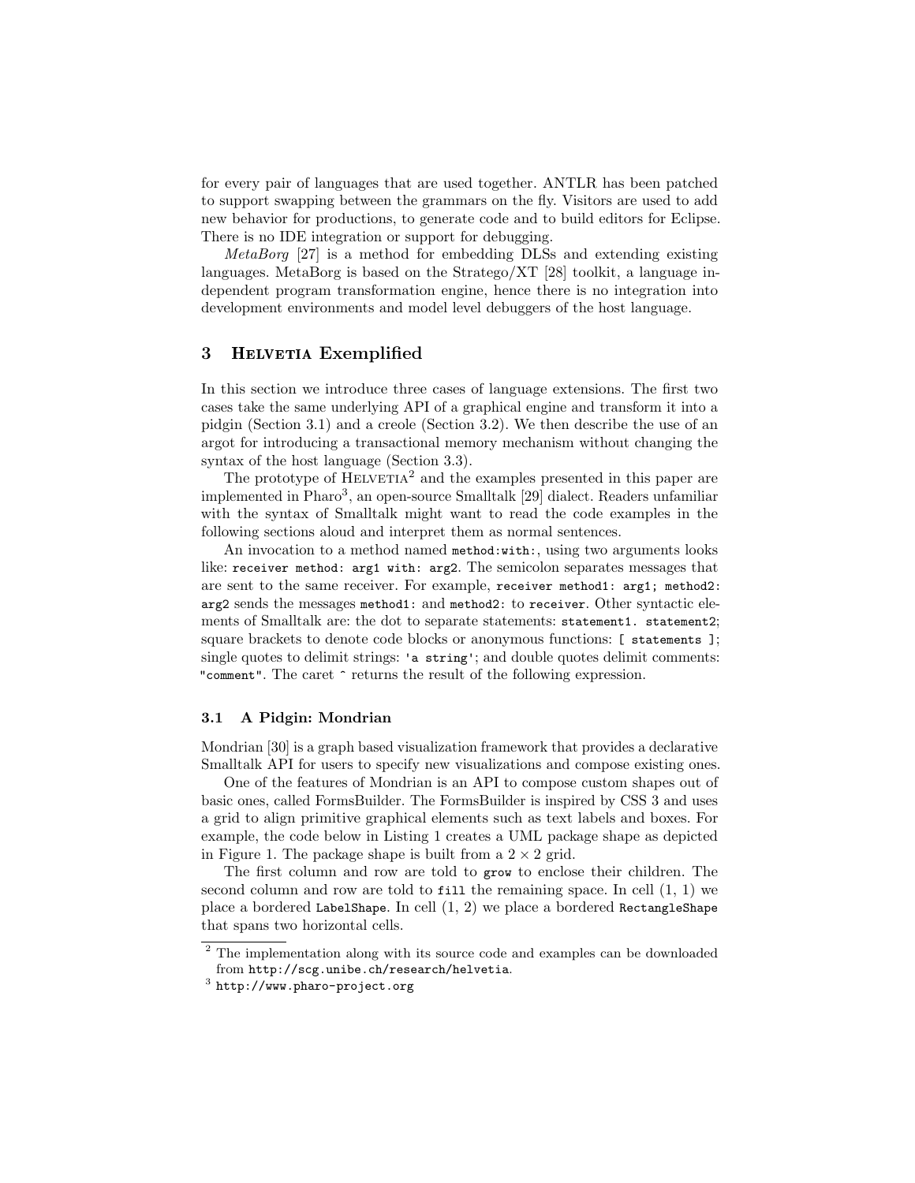for every pair of languages that are used together. ANTLR has been patched to support swapping between the grammars on the fly. Visitors are used to add new behavior for productions, to generate code and to build editors for Eclipse. There is no IDE integration or support for debugging.

*MetaBorg* [27] is a method for embedding DLSs and extending existing languages. MetaBorg is based on the Stratego/XT [28] toolkit, a language independent program transformation engine, hence there is no integration into development environments and model level debuggers of the host language.

## 3 Helvetia Exemplified

In this section we introduce three cases of language extensions. The first two cases take the same underlying API of a graphical engine and transform it into a pidgin (Section 3.1) and a creole (Section 3.2). We then describe the use of an argot for introducing a transactional memory mechanism without changing the syntax of the host language (Section 3.3).

The prototype of Helvetia[2] and the examples presented in this paper are implemented in Pharo[3], an open-source Smalltalk [29] dialect. Readers unfamiliar with the syntax of Smalltalk might want to read the code examples in the following sections aloud and interpret them as normal sentences.

An invocation to a method named `method:with:`, using two arguments looks like: `receiver method: arg1 with: arg2`. The semicolon separates messages that are sent to the same receiver. For example, `receiver method1: arg1; method2: arg2` sends the messages `method1:` and `method2:` to `receiver`. Other syntactic elements of Smalltalk are: the dot to separate statements: `statement1. statement2`; square brackets to denote code blocks or anonymous functions: `[ statements ]`; single quotes to delimit strings: `'a string'`; and double quotes delimit comments: `"comment"`. The caret `^` returns the result of the following expression.

### 3.1 A Pidgin: Mondrian

Mondrian [30] is a graph based visualization framework that provides a declarative Smalltalk API for users to specify new visualizations and compose existing ones.

One of the features of Mondrian is an API to compose custom shapes out of basic ones, called FormsBuilder. The FormsBuilder is inspired by CSS 3 and uses a grid to align primitive graphical elements such as text labels and boxes. For example, the code below in Listing 1 creates a UML package shape as depicted in Figure 1. The package shape is built from a $2 \times 2$ grid.

The first column and row are told to `grow` to enclose their children. The second column and row are told to `fill` the remaining space. In cell (1, 1) we place a bordered `LabelShape`. In cell (1, 2) we place a bordered `RectangleShape` that spans two horizontal cells.

[2] The implementation along with its source code and examples can be downloaded from `http://scg.unibe.ch/research/helvetia`.

[3] `http://www.pharo-project.org`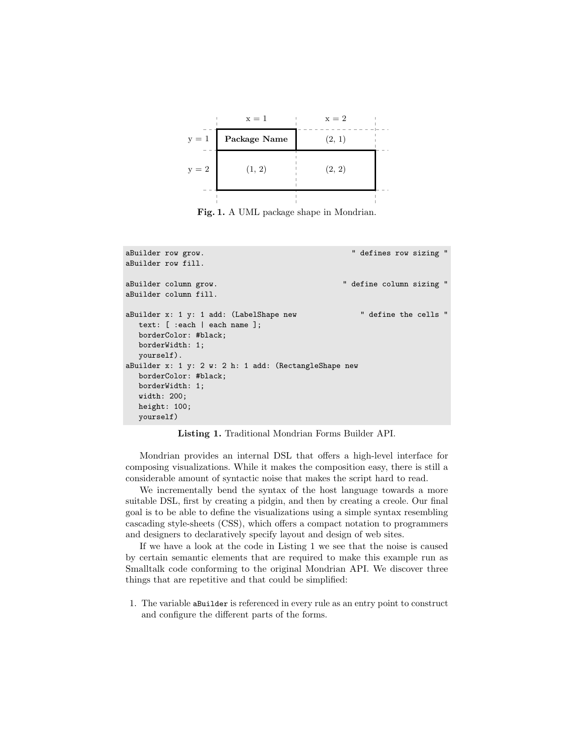| | x = 1 | x = 2 |
|---|---|---|
| y = 1 | **Package Name** | (2, 1) |
| y = 2 | (1, 2) | (2, 2) |

**Fig. 1.** A UML package shape in Mondrian.

```
aBuilder row grow.                                     " defines row sizing "
aBuilder row fill.

aBuilder column grow.                                  " define column sizing "
aBuilder column fill.

aBuilder x: 1 y: 1 add: (LabelShape new                " define the cells "
   text: [ :each | each name ];
   borderColor: #black;
   borderWidth: 1;
   yourself).
aBuilder x: 1 y: 2 w: 2 h: 1 add: (RectangleShape new
   borderColor: #black;
   borderWidth: 1;
   width: 200;
   height: 100;
   yourself)
```

**Listing 1.** Traditional Mondrian Forms Builder API.

Mondrian provides an internal DSL that offers a high-level interface for composing visualizations. While it makes the composition easy, there is still a considerable amount of syntactic noise that makes the script hard to read.

We incrementally bend the syntax of the host language towards a more suitable DSL, first by creating a pidgin, and then by creating a creole. Our final goal is to be able to define the visualizations using a simple syntax resembling cascading style-sheets (CSS), which offers a compact notation to programmers and designers to declaratively specify layout and design of web sites.

If we have a look at the code in Listing 1 we see that the noise is caused by certain semantic elements that are required to make this example run as Smalltalk code conforming to the original Mondrian API. We discover three things that are repetitive and that could be simplified:

1. The variable `aBuilder` is referenced in every rule as an entry point to construct and configure the different parts of the forms.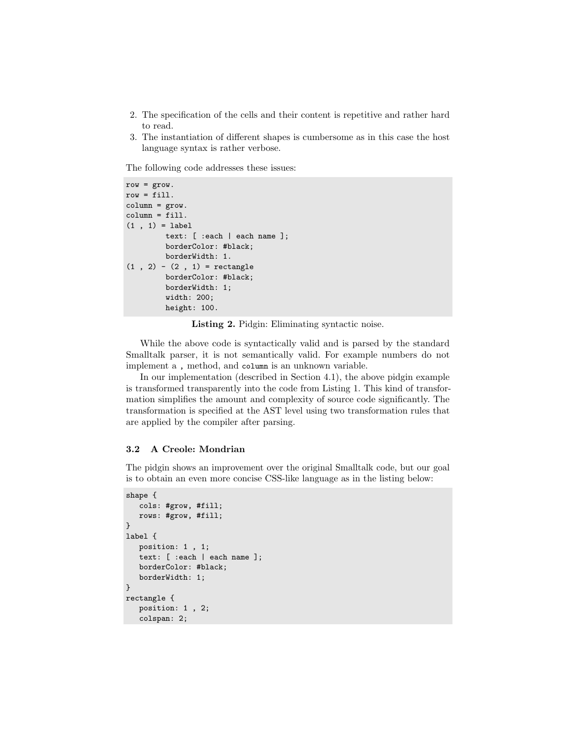2. The specification of the cells and their content is repetitive and rather hard to read.
3. The instantiation of different shapes is cumbersome as in this case the host language syntax is rather verbose.

The following code addresses these issues:

```
row = grow.
row = fill.
column = grow.
column = fill.
(1 , 1) = label
         text: [ :each | each name ];
         borderColor: #black;
         borderWidth: 1.
(1 , 2) - (2 , 1) = rectangle
         borderColor: #black;
         borderWidth: 1;
         width: 200;
         height: 100.
```

**Listing 2.** Pidgin: Eliminating syntactic noise.

While the above code is syntactically valid and is parsed by the standard Smalltalk parser, it is not semantically valid. For example numbers do not implement a `,` method, and `column` is an unknown variable.

In our implementation (described in Section 4.1), the above pidgin example is transformed transparently into the code from Listing 1. This kind of transformation simplifies the amount and complexity of source code significantly. The transformation is specified at the AST level using two transformation rules that are applied by the compiler after parsing.

### 3.2 A Creole: Mondrian

The pidgin shows an improvement over the original Smalltalk code, but our goal is to obtain an even more concise CSS-like language as in the listing below:

```
shape {
   cols: #grow, #fill;
   rows: #grow, #fill;
}
label {
   position: 1 , 1;
   text: [ :each | each name ];
   borderColor: #black;
   borderWidth: 1;
}
rectangle {
   position: 1 , 2;
   colspan: 2;
```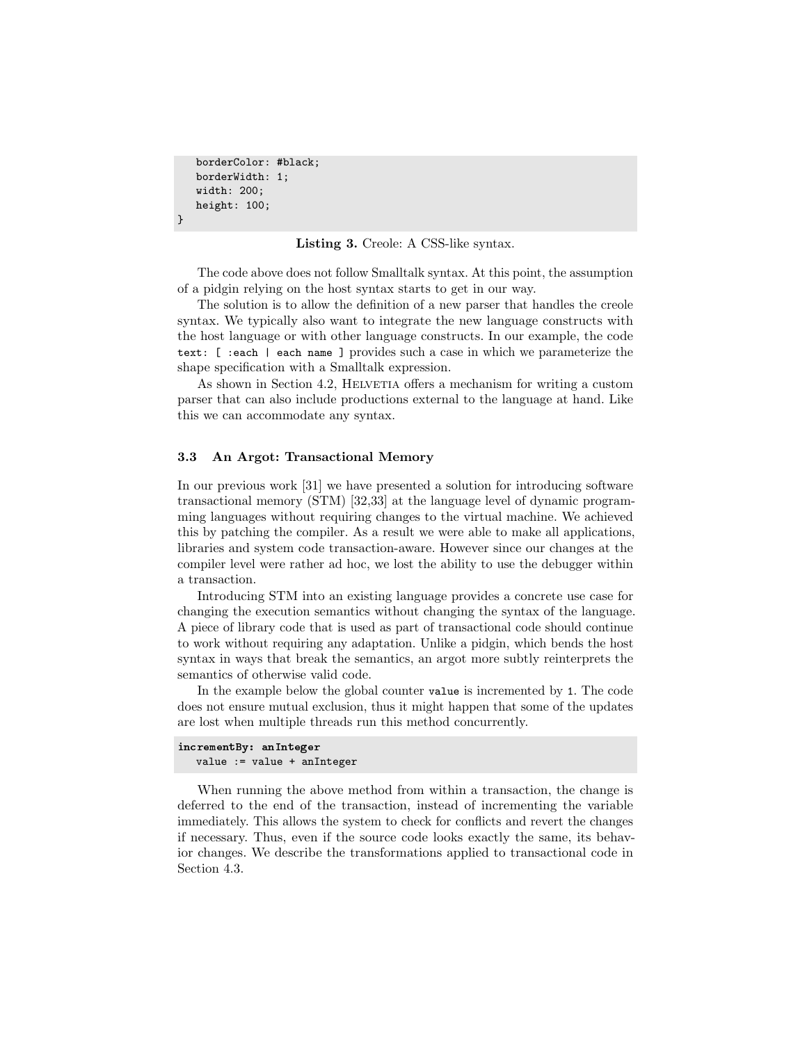```
    borderColor: #black;
    borderWidth: 1;
    width: 200;
    height: 100;
}
```

**Listing 3.** Creole: A CSS-like syntax.

The code above does not follow Smalltalk syntax. At this point, the assumption of a pidgin relying on the host syntax starts to get in our way.

The solution is to allow the definition of a new parser that handles the creole syntax. We typically also want to integrate the new language constructs with the host language or with other language constructs. In our example, the code `text: [ :each | each name ]` provides such a case in which we parameterize the shape specification with a Smalltalk expression.

As shown in Section 4.2, Helvetia offers a mechanism for writing a custom parser that can also include productions external to the language at hand. Like this we can accommodate any syntax.

### 3.3 An Argot: Transactional Memory

In our previous work [31] we have presented a solution for introducing software transactional memory (STM) [32,33] at the language level of dynamic programming languages without requiring changes to the virtual machine. We achieved this by patching the compiler. As a result we were able to make all applications, libraries and system code transaction-aware. However since our changes at the compiler level were rather ad hoc, we lost the ability to use the debugger within a transaction.

Introducing STM into an existing language provides a concrete use case for changing the execution semantics without changing the syntax of the language. A piece of library code that is used as part of transactional code should continue to work without requiring any adaptation. Unlike a pidgin, which bends the host syntax in ways that break the semantics, an argot more subtly reinterprets the semantics of otherwise valid code.

In the example below the global counter `value` is incremented by `1`. The code does not ensure mutual exclusion, thus it might happen that some of the updates are lost when multiple threads run this method concurrently.

```
incrementBy: anInteger
    value := value + anInteger
```

When running the above method from within a transaction, the change is deferred to the end of the transaction, instead of incrementing the variable immediately. This allows the system to check for conflicts and revert the changes if necessary. Thus, even if the source code looks exactly the same, its behavior changes. We describe the transformations applied to transactional code in Section 4.3.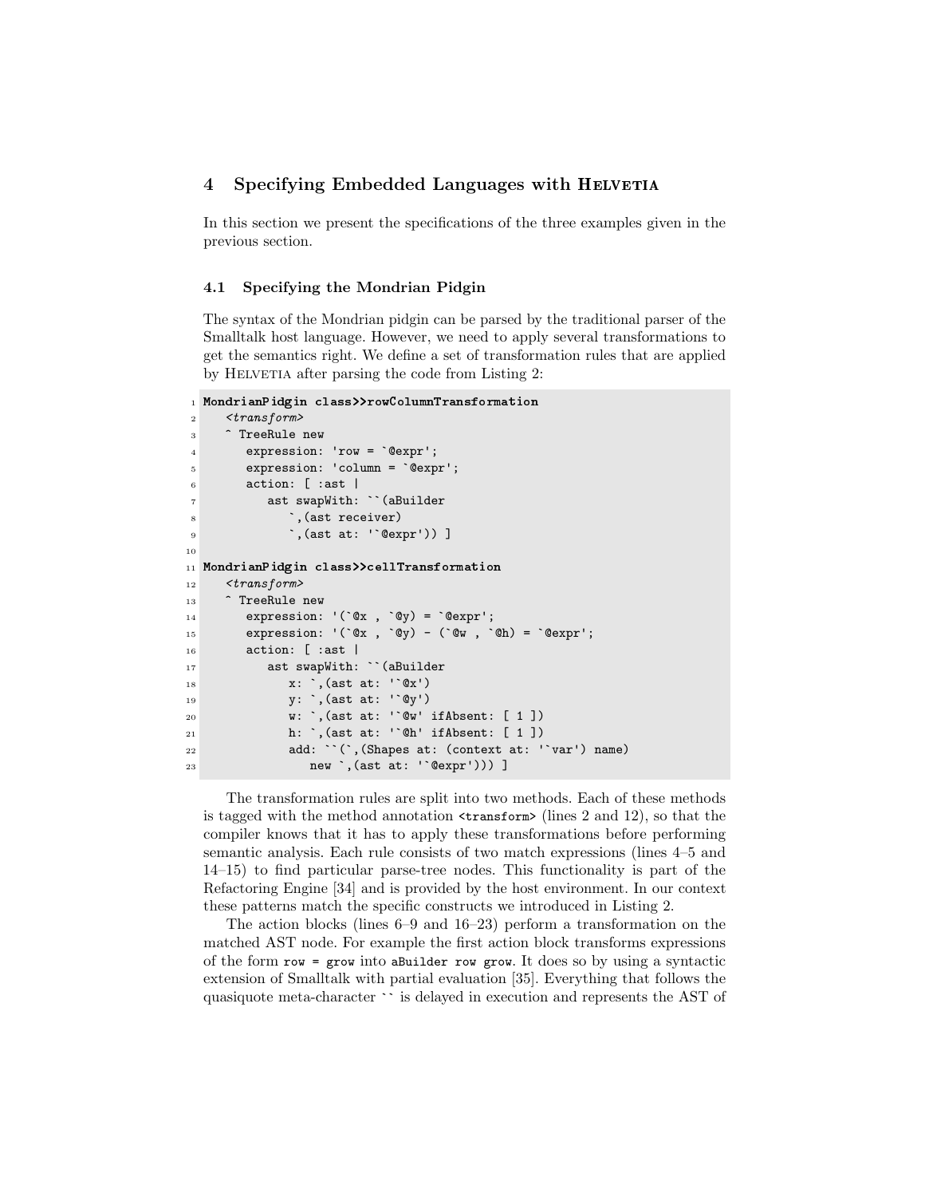## 4 Specifying Embedded Languages with Helvetia

In this section we present the specifications of the three examples given in the previous section.

### 4.1 Specifying the Mondrian Pidgin

The syntax of the Mondrian pidgin can be parsed by the traditional parser of the Smalltalk host language. However, we need to apply several transformations to get the semantics right. We define a set of transformation rules that are applied by Helvetia after parsing the code from Listing 2:

```
1  MondrianPidgin class>>rowColumnTransformation
2      <transform>
3      ^ TreeRule new
4          expression: 'row = `@expr';
5          expression: 'column = `@expr';
6          action: [ :ast |
7              ast swapWith: ``(aBuilder
8                  `,(ast receiver)
9                  `,(ast at: '`@expr')) ]
10
11 MondrianPidgin class>>cellTransformation
12     <transform>
13     ^ TreeRule new
14         expression: '(`@x , `@y) = `@expr';
15         expression: '(`@x , `@y) - (`@w , `@h) = `@expr';
16         action: [ :ast |
17             ast swapWith: ``(aBuilder
18                 x: `,(ast at: '`@x')
19                 y: `,(ast at: '`@y')
20                 w: `,(ast at: '`@w' ifAbsent: [ 1 ])
21                 h: `,(ast at: '`@h' ifAbsent: [ 1 ])
22                 add: ``(`,(Shapes at: (context at: '`var') name)
23                     new `,(ast at: '`@expr'))) ]
```

The transformation rules are split into two methods. Each of these methods is tagged with the method annotation `<transform>` (lines 2 and 12), so that the compiler knows that it has to apply these transformations before performing semantic analysis. Each rule consists of two match expressions (lines 4–5 and 14–15) to find particular parse-tree nodes. This functionality is part of the Refactoring Engine [34] and is provided by the host environment. In our context these patterns match the specific constructs we introduced in Listing 2.

The action blocks (lines 6–9 and 16–23) perform a transformation on the matched AST node. For example the first action block transforms expressions of the form `row = grow` into `aBuilder row grow`. It does so by using a syntactic extension of Smalltalk with partial evaluation [35]. Everything that follows the quasiquote meta-character ` `` ` is delayed in execution and represents the AST of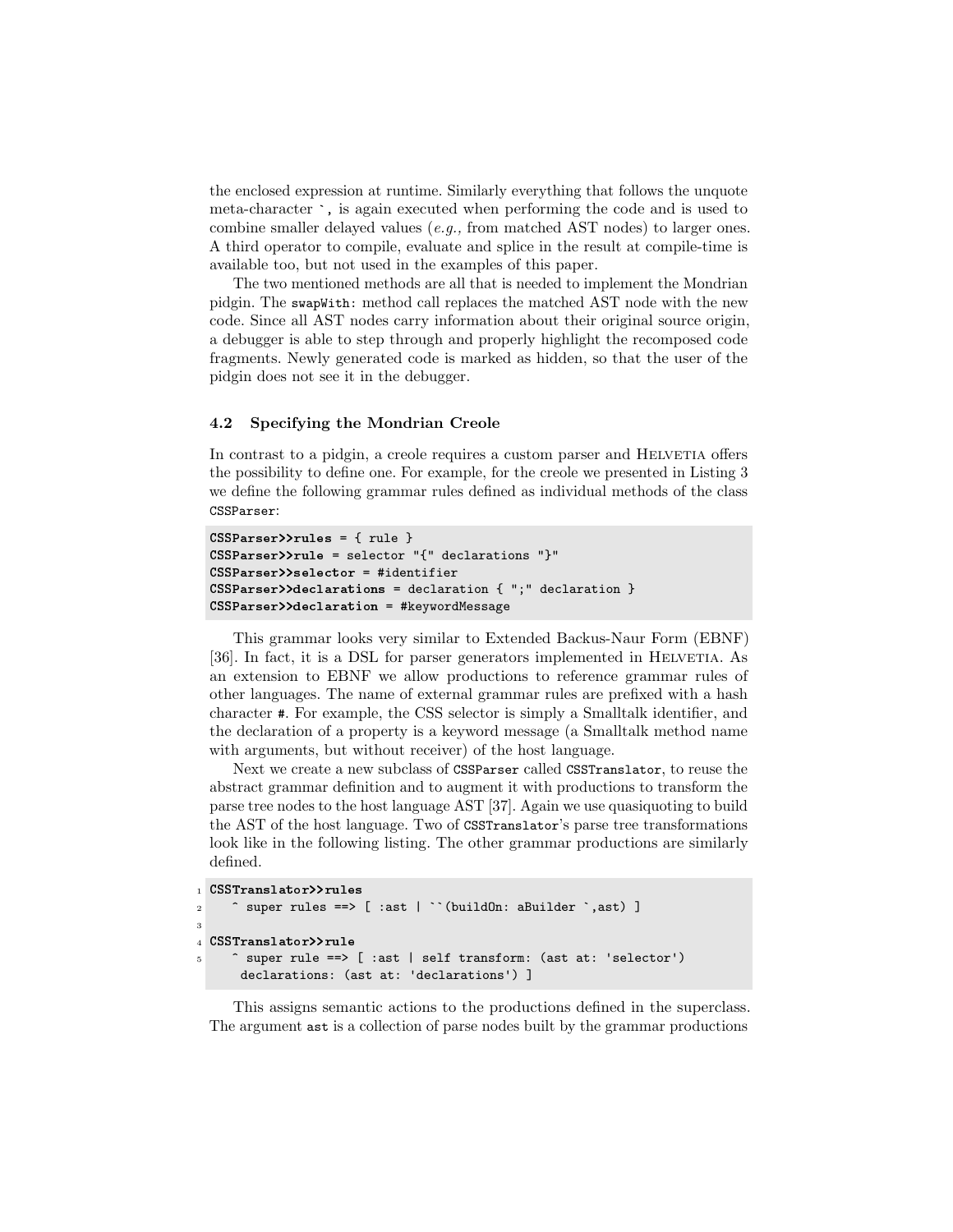the enclosed expression at runtime. Similarly everything that follows the unquote meta-character `` `, `` is again executed when performing the code and is used to combine smaller delayed values (*e.g.,* from matched AST nodes) to larger ones. A third operator to compile, evaluate and splice in the result at compile-time is available too, but not used in the examples of this paper.

The two mentioned methods are all that is needed to implement the Mondrian pidgin. The `swapWith:` method call replaces the matched AST node with the new code. Since all AST nodes carry information about their original source origin, a debugger is able to step through and properly highlight the recomposed code fragments. Newly generated code is marked as hidden, so that the user of the pidgin does not see it in the debugger.

### 4.2 Specifying the Mondrian Creole

In contrast to a pidgin, a creole requires a custom parser and Helvetia offers the possibility to define one. For example, for the creole we presented in Listing 3 we define the following grammar rules defined as individual methods of the class `CSSParser`:

```
CSSParser>>rules = { rule }
CSSParser>>rule = selector "{" declarations "}"
CSSParser>>selector = #identifier
CSSParser>>declarations = declaration { ";" declaration }
CSSParser>>declaration = #keywordMessage
```

This grammar looks very similar to Extended Backus-Naur Form (EBNF) [36]. In fact, it is a DSL for parser generators implemented in Helvetia. As an extension to EBNF we allow productions to reference grammar rules of other languages. The name of external grammar rules are prefixed with a hash character `#`. For example, the CSS selector is simply a Smalltalk identifier, and the declaration of a property is a keyword message (a Smalltalk method name with arguments, but without receiver) of the host language.

Next we create a new subclass of `CSSParser` called `CSSTranslator`, to reuse the abstract grammar definition and to augment it with productions to transform the parse tree nodes to the host language AST [37]. Again we use quasiquoting to build the AST of the host language. Two of `CSSTranslator`'s parse tree transformations look like in the following listing. The other grammar productions are similarly defined.

```
1 CSSTranslator>>rules
2     ^ super rules ==> [ :ast | ``(buildOn: aBuilder `,ast) ]
3
4 CSSTranslator>>rule
5     ^ super rule ==> [ :ast | self transform: (ast at: 'selector')
      declarations: (ast at: 'declarations') ]
```

This assigns semantic actions to the productions defined in the superclass. The argument `ast` is a collection of parse nodes built by the grammar productions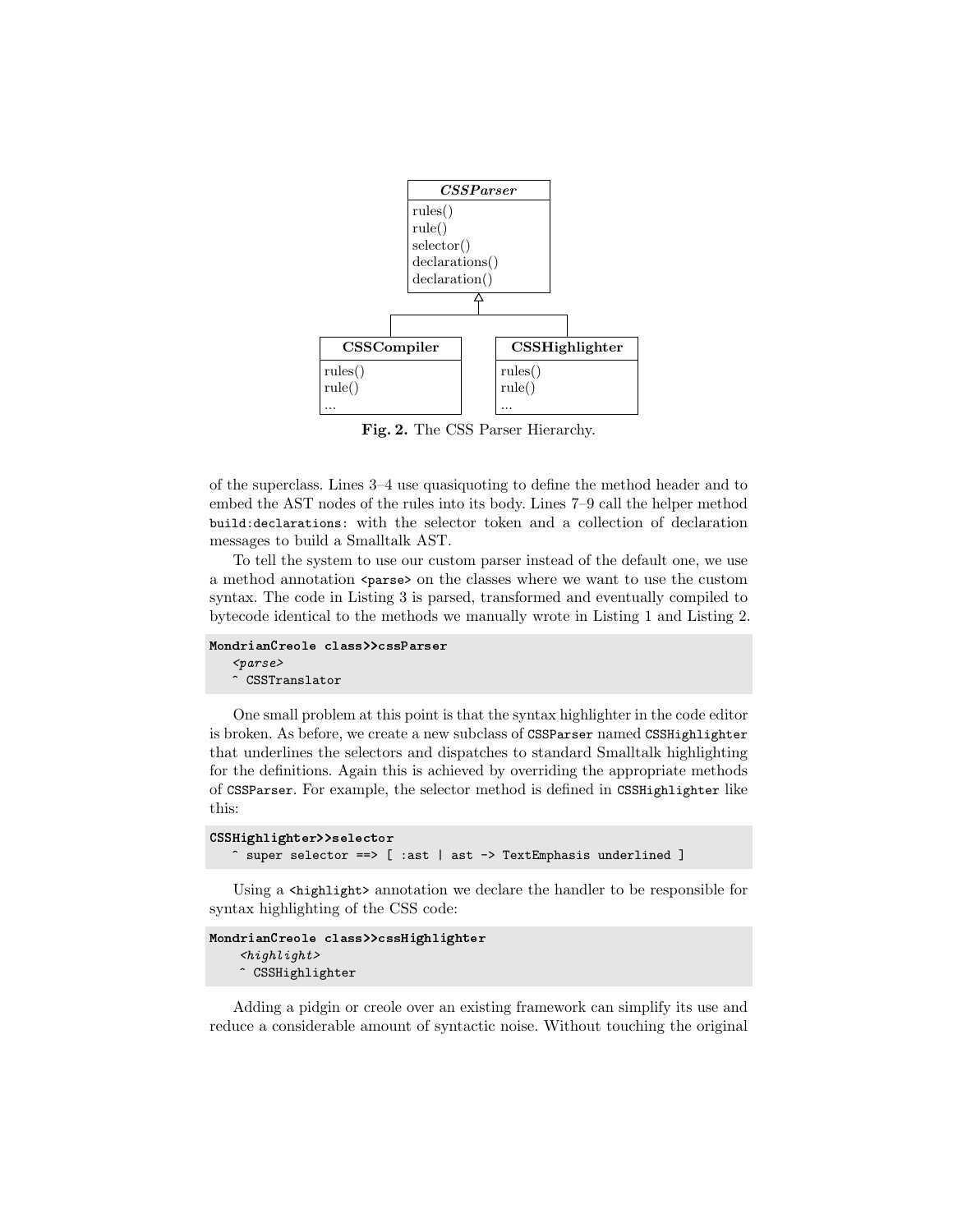| *CSSParser* |
| --- |
| rules()<br>rule()<br>selector()<br>declarations()<br>declaration() |

| CSSCompiler | CSSHighlighter |
| --- | --- |
| rules()<br>rule()<br>... | rules()<br>rule()<br>... |

**Fig. 2.** The CSS Parser Hierarchy.

of the superclass. Lines 3–4 use quasiquoting to define the method header and to embed the AST nodes of the rules into its body. Lines 7–9 call the helper method `build:declarations:` with the selector token and a collection of declaration messages to build a Smalltalk AST.

To tell the system to use our custom parser instead of the default one, we use a method annotation `<parse>` on the classes where we want to use the custom syntax. The code in Listing 3 is parsed, transformed and eventually compiled to bytecode identical to the methods we manually wrote in Listing 1 and Listing 2.

```
MondrianCreole class>>cssParser
   <parse>
   ^ CSSTranslator
```

One small problem at this point is that the syntax highlighter in the code editor is broken. As before, we create a new subclass of `CSSParser` named `CSSHighlighter` that underlines the selectors and dispatches to standard Smalltalk highlighting for the definitions. Again this is achieved by overriding the appropriate methods of `CSSParser`. For example, the selector method is defined in `CSSHighlighter` like this:

```
CSSHighlighter>>selector
   ^ super selector ==> [ :ast | ast -> TextEmphasis underlined ]
```

Using a `<highlight>` annotation we declare the handler to be responsible for syntax highlighting of the CSS code:

```
MondrianCreole class>>cssHighlighter
    <highlight>
    ^ CSSHighlighter
```

Adding a pidgin or creole over an existing framework can simplify its use and reduce a considerable amount of syntactic noise. Without touching the original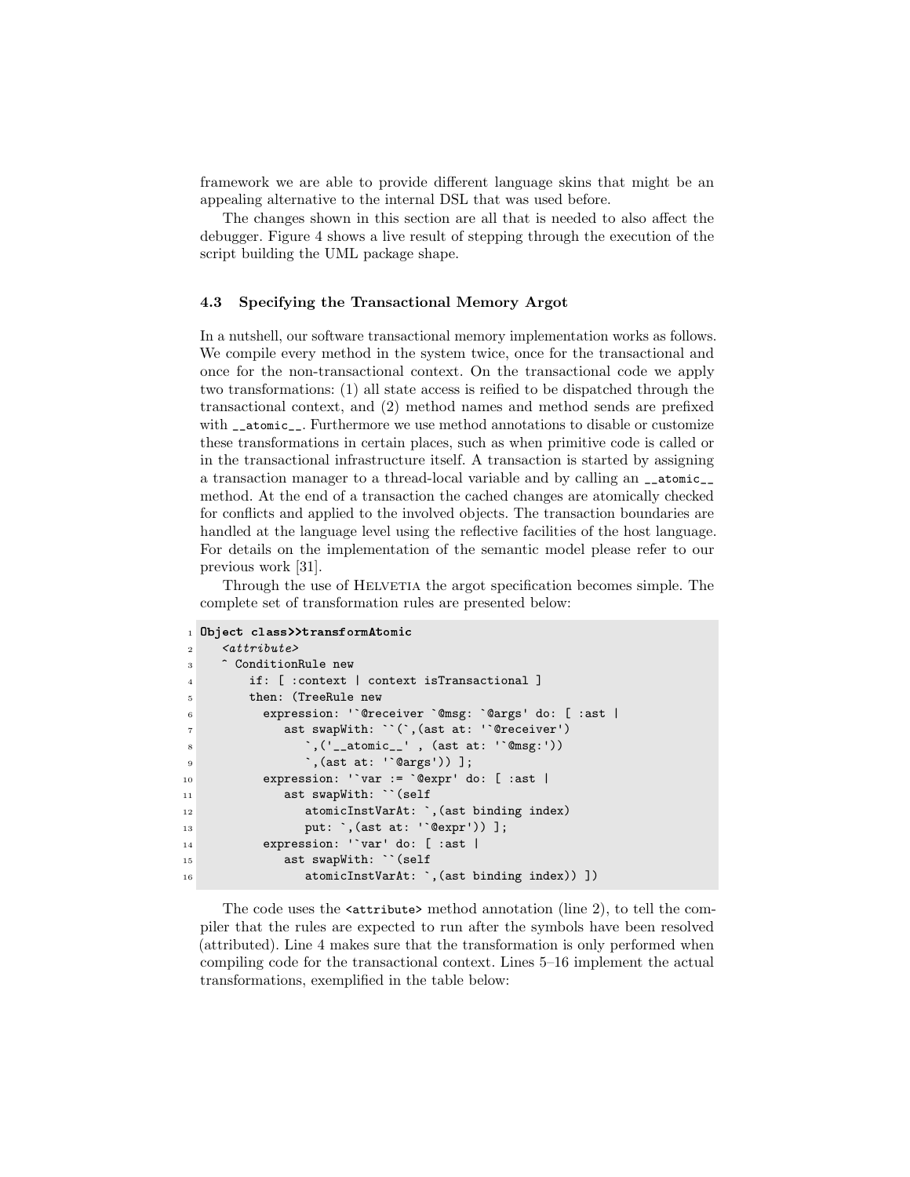framework we are able to provide different language skins that might be an appealing alternative to the internal DSL that was used before.

The changes shown in this section are all that is needed to also affect the debugger. Figure 4 shows a live result of stepping through the execution of the script building the UML package shape.

### 4.3 Specifying the Transactional Memory Argot

In a nutshell, our software transactional memory implementation works as follows. We compile every method in the system twice, once for the transactional and once for the non-transactional context. On the transactional code we apply two transformations: (1) all state access is reified to be dispatched through the transactional context, and (2) method names and method sends are prefixed with `__atomic__`. Furthermore we use method annotations to disable or customize these transformations in certain places, such as when primitive code is called or in the transactional infrastructure itself. A transaction is started by assigning a transaction manager to a thread-local variable and by calling an `__atomic__` method. At the end of a transaction the cached changes are atomically checked for conflicts and applied to the involved objects. The transaction boundaries are handled at the language level using the reflective facilities of the host language. For details on the implementation of the semantic model please refer to our previous work [31].

Through the use of HELVETIA the argot specification becomes simple. The complete set of transformation rules are presented below:

```
1  Object class>>transformAtomic
2     <attribute>
3     ^ ConditionRule new
4        if: [ :context | context isTransactional ]
5        then: (TreeRule new
6          expression: '`@receiver `@msg: `@args' do: [ :ast |
7             ast swapWith: ``(`,(ast at: '`@receiver')
8                `,('__atomic__' , (ast at: '`@msg:'))
9                `,(ast at: '`@args')) ];
10         expression: '`var := `@expr' do: [ :ast |
11            ast swapWith: ``(self
12               atomicInstVarAt: `,(ast binding index)
13               put: `,(ast at: '`@expr')) ];
14         expression: '`var' do: [ :ast |
15            ast swapWith: ``(self
16               atomicInstVarAt: `,(ast binding index)) ])
```

The code uses the `<attribute>` method annotation (line 2), to tell the compiler that the rules are expected to run after the symbols have been resolved (attributed). Line 4 makes sure that the transformation is only performed when compiling code for the transactional context. Lines 5–16 implement the actual transformations, exemplified in the table below: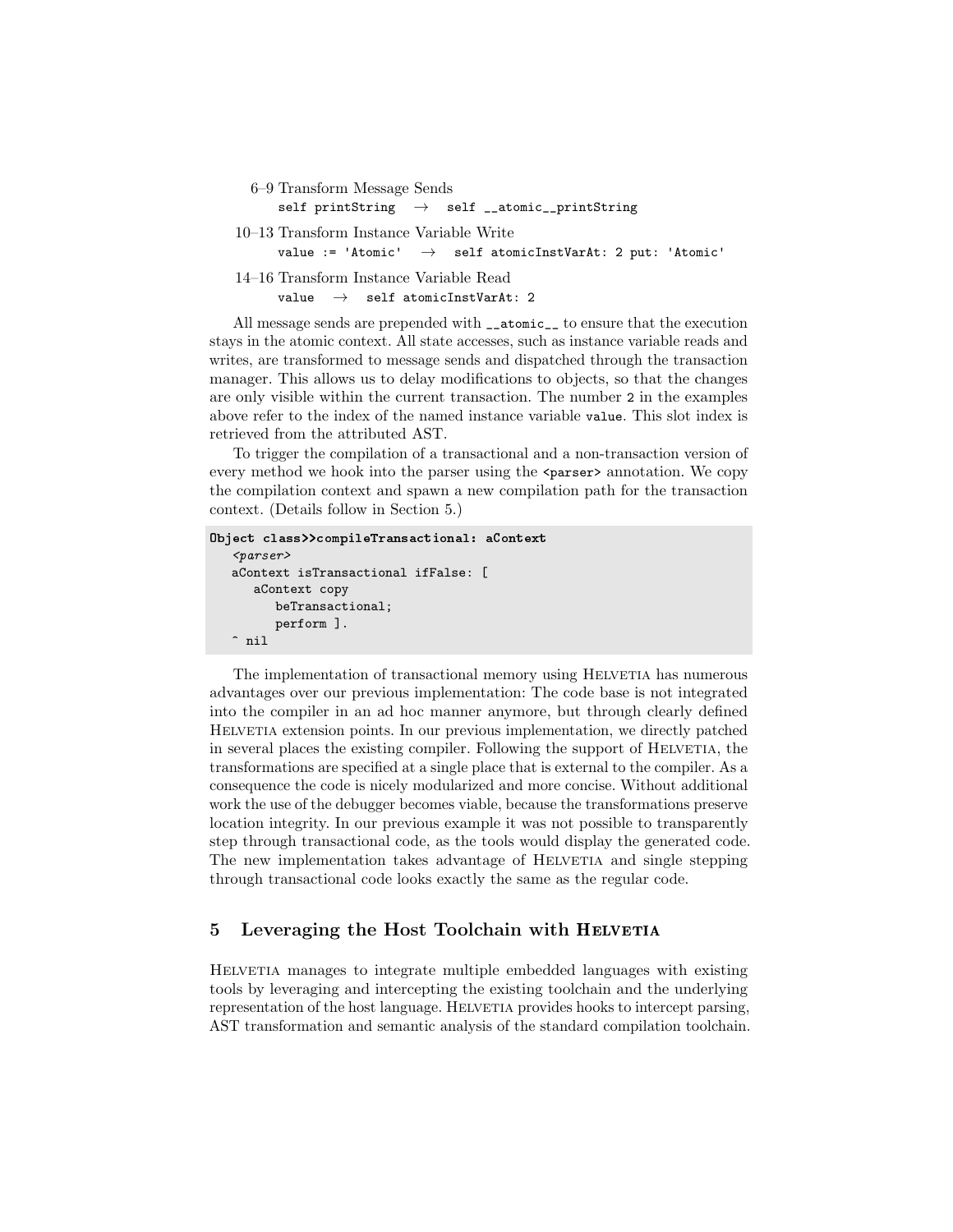6–9 Transform Message Sends
`self printString` → `self __atomic__printString`

10–13 Transform Instance Variable Write
`value := 'Atomic'` → `self atomicInstVarAt: 2 put: 'Atomic'`

14–16 Transform Instance Variable Read
`value` → `self atomicInstVarAt: 2`

All message sends are prepended with `__atomic__` to ensure that the execution stays in the atomic context. All state accesses, such as instance variable reads and writes, are transformed to message sends and dispatched through the transaction manager. This allows us to delay modifications to objects, so that the changes are only visible within the current transaction. The number `2` in the examples above refer to the index of the named instance variable `value`. This slot index is retrieved from the attributed AST.

To trigger the compilation of a transactional and a non-transaction version of every method we hook into the parser using the `<parser>` annotation. We copy the compilation context and spawn a new compilation path for the transaction context. (Details follow in Section 5.)

```
Object class>>compileTransactional: aContext
   <parser>
   aContext isTransactional ifFalse: [
      aContext copy
         beTransactional;
         perform ].
   ^ nil
```

The implementation of transactional memory using Helvetia has numerous advantages over our previous implementation: The code base is not integrated into the compiler in an ad hoc manner anymore, but through clearly defined Helvetia extension points. In our previous implementation, we directly patched in several places the existing compiler. Following the support of Helvetia, the transformations are specified at a single place that is external to the compiler. As a consequence the code is nicely modularized and more concise. Without additional work the use of the debugger becomes viable, because the transformations preserve location integrity. In our previous example it was not possible to transparently step through transactional code, as the tools would display the generated code. The new implementation takes advantage of Helvetia and single stepping through transactional code looks exactly the same as the regular code.

## 5 Leveraging the Host Toolchain with Helvetia

Helvetia manages to integrate multiple embedded languages with existing tools by leveraging and intercepting the existing toolchain and the underlying representation of the host language. Helvetia provides hooks to intercept parsing, AST transformation and semantic analysis of the standard compilation toolchain.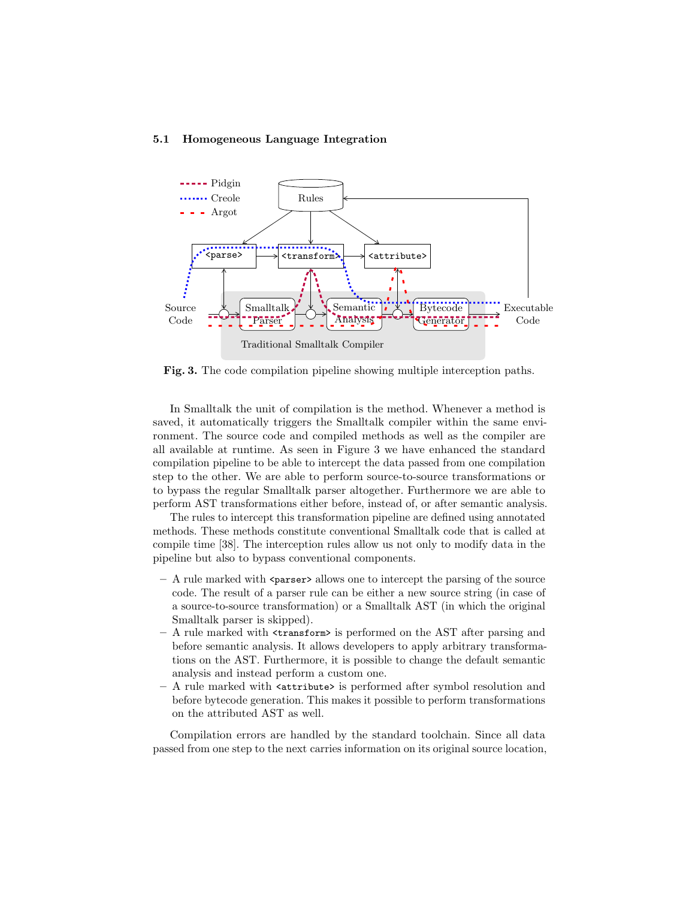### 5.1 Homogeneous Language Integration

Fig. 3. The code compilation pipeline showing multiple interception paths.

In Smalltalk the unit of compilation is the method. Whenever a method is saved, it automatically triggers the Smalltalk compiler within the same environment. The source code and compiled methods as well as the compiler are all available at runtime. As seen in Figure 3 we have enhanced the standard compilation pipeline to be able to intercept the data passed from one compilation step to the other. We are able to perform source-to-source transformations or to bypass the regular Smalltalk parser altogether. Furthermore we are able to perform AST transformations either before, instead of, or after semantic analysis.

The rules to intercept this transformation pipeline are defined using annotated methods. These methods constitute conventional Smalltalk code that is called at compile time [38]. The interception rules allow us not only to modify data in the pipeline but also to bypass conventional components.

- A rule marked with `<parser>` allows one to intercept the parsing of the source code. The result of a parser rule can be either a new source string (in case of a source-to-source transformation) or a Smalltalk AST (in which the original Smalltalk parser is skipped).
- A rule marked with `<transform>` is performed on the AST after parsing and before semantic analysis. It allows developers to apply arbitrary transformations on the AST. Furthermore, it is possible to change the default semantic analysis and instead perform a custom one.
- A rule marked with `<attribute>` is performed after symbol resolution and before bytecode generation. This makes it possible to perform transformations on the attributed AST as well.

Compilation errors are handled by the standard toolchain. Since all data passed from one step to the next carries information on its original source location,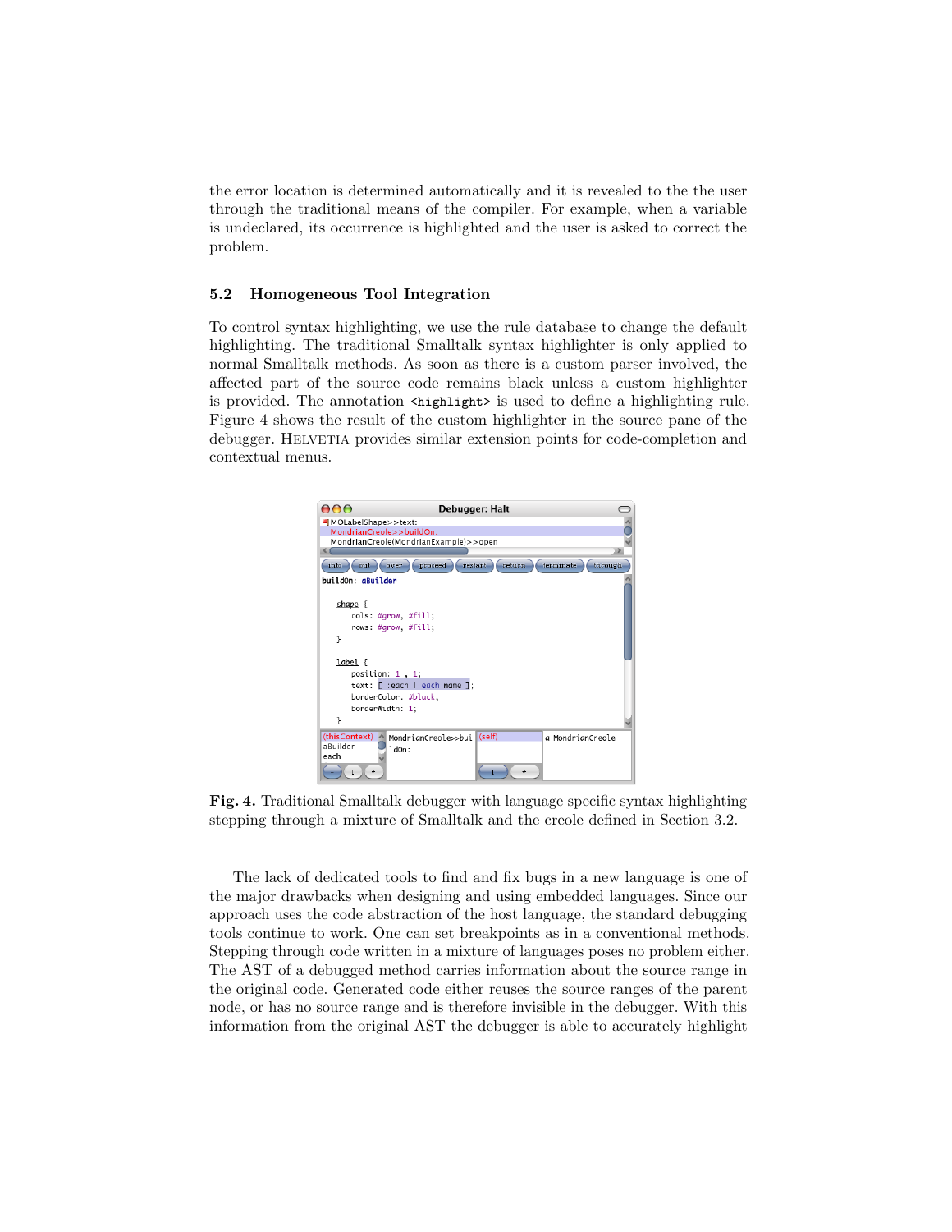the error location is determined automatically and it is revealed to the the user through the traditional means of the compiler. For example, when a variable is undeclared, its occurrence is highlighted and the user is asked to correct the problem.

### 5.2 Homogeneous Tool Integration

To control syntax highlighting, we use the rule database to change the default highlighting. The traditional Smalltalk syntax highlighter is only applied to normal Smalltalk methods. As soon as there is a custom parser involved, the affected part of the source code remains black unless a custom highlighter is provided. The annotation `<highlight>` is used to define a highlighting rule. Figure 4 shows the result of the custom highlighter in the source pane of the debugger. Helvetia provides similar extension points for code-completion and contextual menus.

**Fig. 4.** Traditional Smalltalk debugger with language specific syntax highlighting stepping through a mixture of Smalltalk and the creole defined in Section 3.2.

The lack of dedicated tools to find and fix bugs in a new language is one of the major drawbacks when designing and using embedded languages. Since our approach uses the code abstraction of the host language, the standard debugging tools continue to work. One can set breakpoints as in a conventional methods. Stepping through code written in a mixture of languages poses no problem either. The AST of a debugged method carries information about the source range in the original code. Generated code either reuses the source ranges of the parent node, or has no source range and is therefore invisible in the debugger. With this information from the original AST the debugger is able to accurately highlight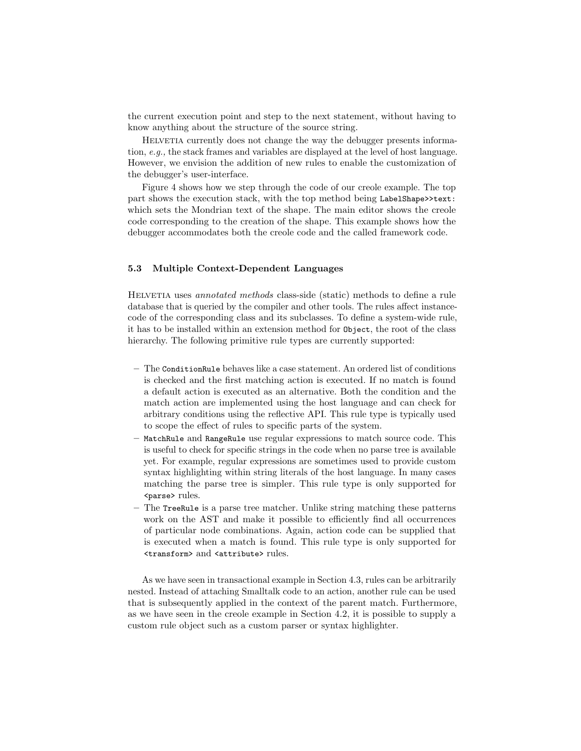the current execution point and step to the next statement, without having to know anything about the structure of the source string.

Helvetia currently does not change the way the debugger presents information, *e.g.,* the stack frames and variables are displayed at the level of host language. However, we envision the addition of new rules to enable the customization of the debugger's user-interface.

Figure 4 shows how we step through the code of our creole example. The top part shows the execution stack, with the top method being `LabelShape>>text:` which sets the Mondrian text of the shape. The main editor shows the creole code corresponding to the creation of the shape. This example shows how the debugger accommodates both the creole code and the called framework code.

### 5.3 Multiple Context-Dependent Languages

Helvetia uses *annotated methods* class-side (static) methods to define a rule database that is queried by the compiler and other tools. The rules affect instance-code of the corresponding class and its subclasses. To define a system-wide rule, it has to be installed within an extension method for `Object`, the root of the class hierarchy. The following primitive rule types are currently supported:

- The `ConditionRule` behaves like a case statement. An ordered list of conditions is checked and the first matching action is executed. If no match is found a default action is executed as an alternative. Both the condition and the match action are implemented using the host language and can check for arbitrary conditions using the reflective API. This rule type is typically used to scope the effect of rules to specific parts of the system.
- `MatchRule` and `RangeRule` use regular expressions to match source code. This is useful to check for specific strings in the code when no parse tree is available yet. For example, regular expressions are sometimes used to provide custom syntax highlighting within string literals of the host language. In many cases matching the parse tree is simpler. This rule type is only supported for `<parse>` rules.
- The `TreeRule` is a parse tree matcher. Unlike string matching these patterns work on the AST and make it possible to efficiently find all occurrences of particular node combinations. Again, action code can be supplied that is executed when a match is found. This rule type is only supported for `<transform>` and `<attribute>` rules.

As we have seen in transactional example in Section 4.3, rules can be arbitrarily nested. Instead of attaching Smalltalk code to an action, another rule can be used that is subsequently applied in the context of the parent match. Furthermore, as we have seen in the creole example in Section 4.2, it is possible to supply a custom rule object such as a custom parser or syntax highlighter.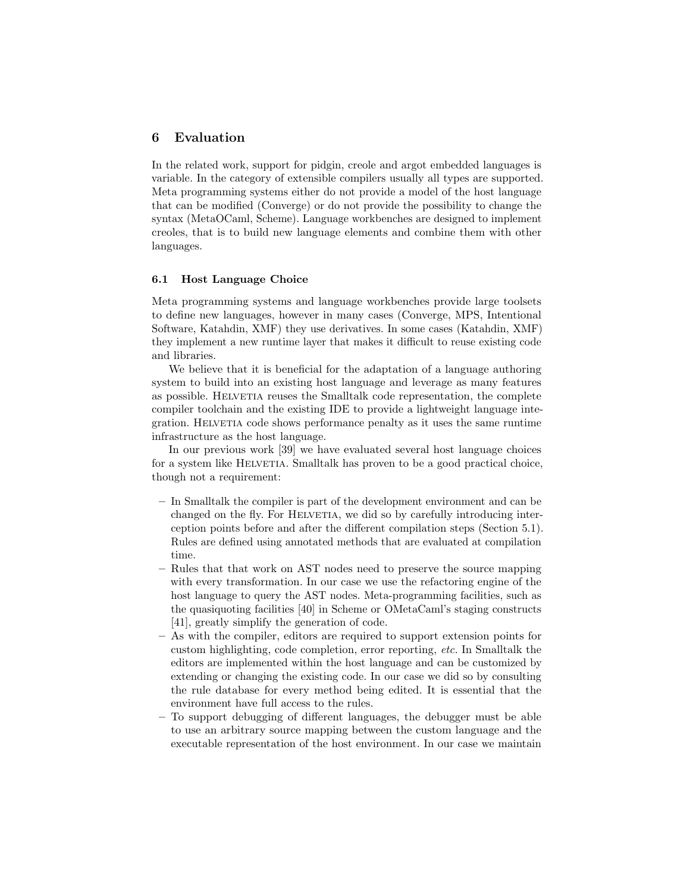## 6 Evaluation

In the related work, support for pidgin, creole and argot embedded languages is variable. In the category of extensible compilers usually all types are supported. Meta programming systems either do not provide a model of the host language that can be modified (Converge) or do not provide the possibility to change the syntax (MetaOCaml, Scheme). Language workbenches are designed to implement creoles, that is to build new language elements and combine them with other languages.

### 6.1 Host Language Choice

Meta programming systems and language workbenches provide large toolsets to define new languages, however in many cases (Converge, MPS, Intentional Software, Katahdin, XMF) they use derivatives. In some cases (Katahdin, XMF) they implement a new runtime layer that makes it difficult to reuse existing code and libraries.

We believe that it is beneficial for the adaptation of a language authoring system to build into an existing host language and leverage as many features as possible. Helvetia reuses the Smalltalk code representation, the complete compiler toolchain and the existing IDE to provide a lightweight language integration. Helvetia code shows performance penalty as it uses the same runtime infrastructure as the host language.

In our previous work [39] we have evaluated several host language choices for a system like Helvetia. Smalltalk has proven to be a good practical choice, though not a requirement:

- In Smalltalk the compiler is part of the development environment and can be changed on the fly. For Helvetia, we did so by carefully introducing interception points before and after the different compilation steps (Section 5.1). Rules are defined using annotated methods that are evaluated at compilation time.
- Rules that that work on AST nodes need to preserve the source mapping with every transformation. In our case we use the refactoring engine of the host language to query the AST nodes. Meta-programming facilities, such as the quasiquoting facilities [40] in Scheme or OMetaCaml's staging constructs [41], greatly simplify the generation of code.
- As with the compiler, editors are required to support extension points for custom highlighting, code completion, error reporting, *etc.* In Smalltalk the editors are implemented within the host language and can be customized by extending or changing the existing code. In our case we did so by consulting the rule database for every method being edited. It is essential that the environment have full access to the rules.
- To support debugging of different languages, the debugger must be able to use an arbitrary source mapping between the custom language and the executable representation of the host environment. In our case we maintain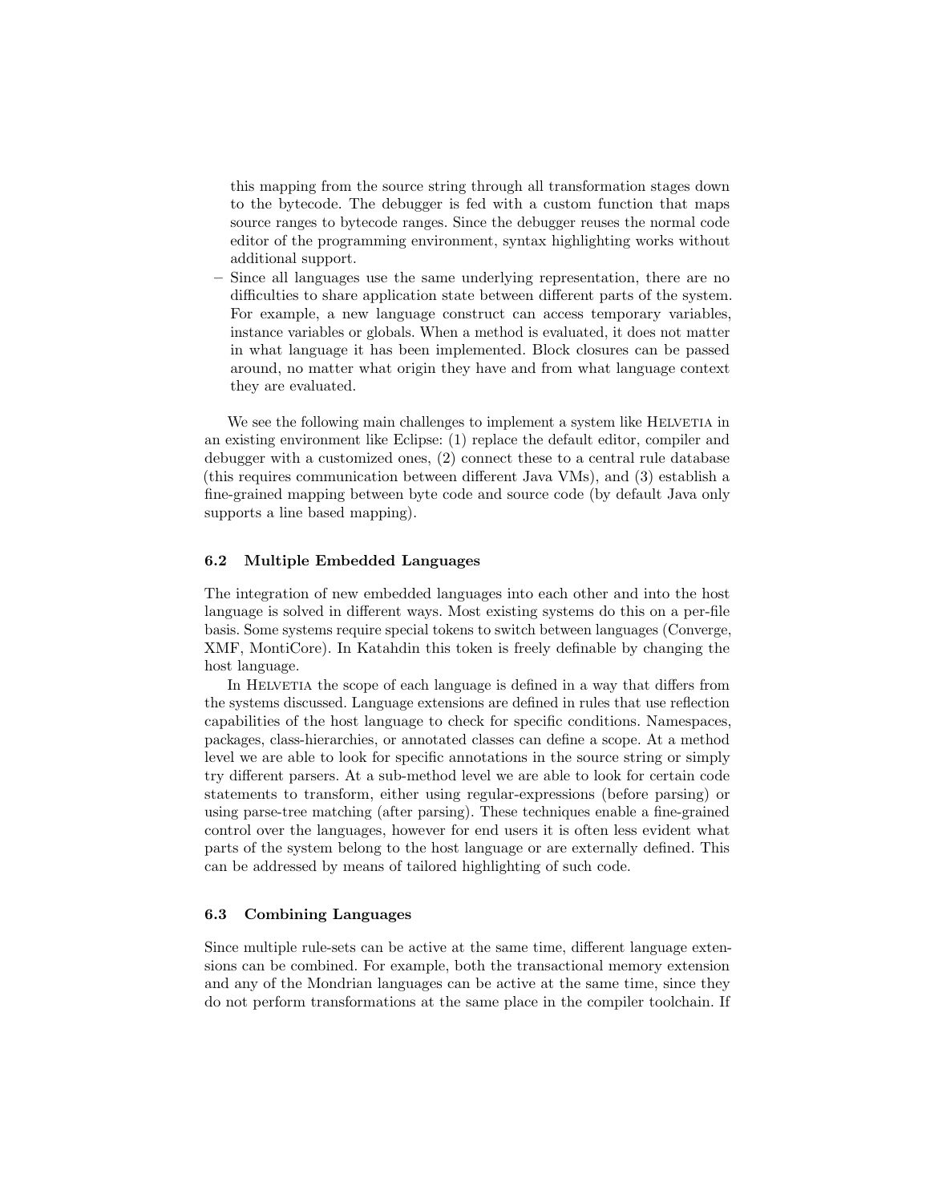this mapping from the source string through all transformation stages down to the bytecode. The debugger is fed with a custom function that maps source ranges to bytecode ranges. Since the debugger reuses the normal code editor of the programming environment, syntax highlighting works without additional support.

– Since all languages use the same underlying representation, there are no difficulties to share application state between different parts of the system. For example, a new language construct can access temporary variables, instance variables or globals. When a method is evaluated, it does not matter in what language it has been implemented. Block closures can be passed around, no matter what origin they have and from what language context they are evaluated.

We see the following main challenges to implement a system like Helvetia in an existing environment like Eclipse: (1) replace the default editor, compiler and debugger with a customized ones, (2) connect these to a central rule database (this requires communication between different Java VMs), and (3) establish a fine-grained mapping between byte code and source code (by default Java only supports a line based mapping).

### 6.2 Multiple Embedded Languages

The integration of new embedded languages into each other and into the host language is solved in different ways. Most existing systems do this on a per-file basis. Some systems require special tokens to switch between languages (Converge, XMF, MontiCore). In Katahdin this token is freely definable by changing the host language.

In Helvetia the scope of each language is defined in a way that differs from the systems discussed. Language extensions are defined in rules that use reflection capabilities of the host language to check for specific conditions. Namespaces, packages, class-hierarchies, or annotated classes can define a scope. At a method level we are able to look for specific annotations in the source string or simply try different parsers. At a sub-method level we are able to look for certain code statements to transform, either using regular-expressions (before parsing) or using parse-tree matching (after parsing). These techniques enable a fine-grained control over the languages, however for end users it is often less evident what parts of the system belong to the host language or are externally defined. This can be addressed by means of tailored highlighting of such code.

### 6.3 Combining Languages

Since multiple rule-sets can be active at the same time, different language extensions can be combined. For example, both the transactional memory extension and any of the Mondrian languages can be active at the same time, since they do not perform transformations at the same place in the compiler toolchain. If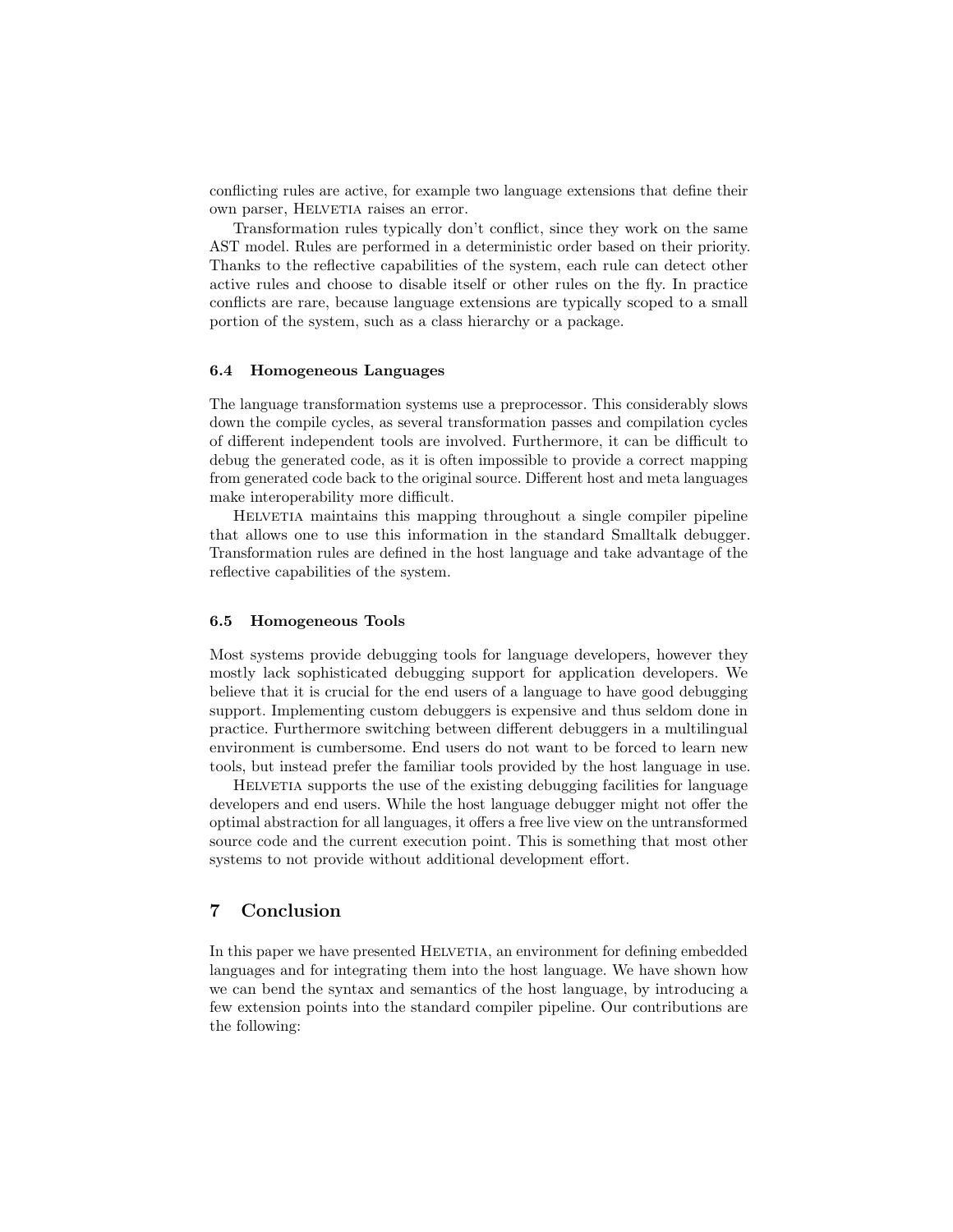conflicting rules are active, for example two language extensions that define their own parser, Helvetia raises an error.

Transformation rules typically don't conflict, since they work on the same AST model. Rules are performed in a deterministic order based on their priority. Thanks to the reflective capabilities of the system, each rule can detect other active rules and choose to disable itself or other rules on the fly. In practice conflicts are rare, because language extensions are typically scoped to a small portion of the system, such as a class hierarchy or a package.

### 6.4 Homogeneous Languages

The language transformation systems use a preprocessor. This considerably slows down the compile cycles, as several transformation passes and compilation cycles of different independent tools are involved. Furthermore, it can be difficult to debug the generated code, as it is often impossible to provide a correct mapping from generated code back to the original source. Different host and meta languages make interoperability more difficult.

Helvetia maintains this mapping throughout a single compiler pipeline that allows one to use this information in the standard Smalltalk debugger. Transformation rules are defined in the host language and take advantage of the reflective capabilities of the system.

### 6.5 Homogeneous Tools

Most systems provide debugging tools for language developers, however they mostly lack sophisticated debugging support for application developers. We believe that it is crucial for the end users of a language to have good debugging support. Implementing custom debuggers is expensive and thus seldom done in practice. Furthermore switching between different debuggers in a multilingual environment is cumbersome. End users do not want to be forced to learn new tools, but instead prefer the familiar tools provided by the host language in use.

Helvetia supports the use of the existing debugging facilities for language developers and end users. While the host language debugger might not offer the optimal abstraction for all languages, it offers a free live view on the untransformed source code and the current execution point. This is something that most other systems to not provide without additional development effort.

## 7 Conclusion

In this paper we have presented Helvetia, an environment for defining embedded languages and for integrating them into the host language. We have shown how we can bend the syntax and semantics of the host language, by introducing a few extension points into the standard compiler pipeline. Our contributions are the following: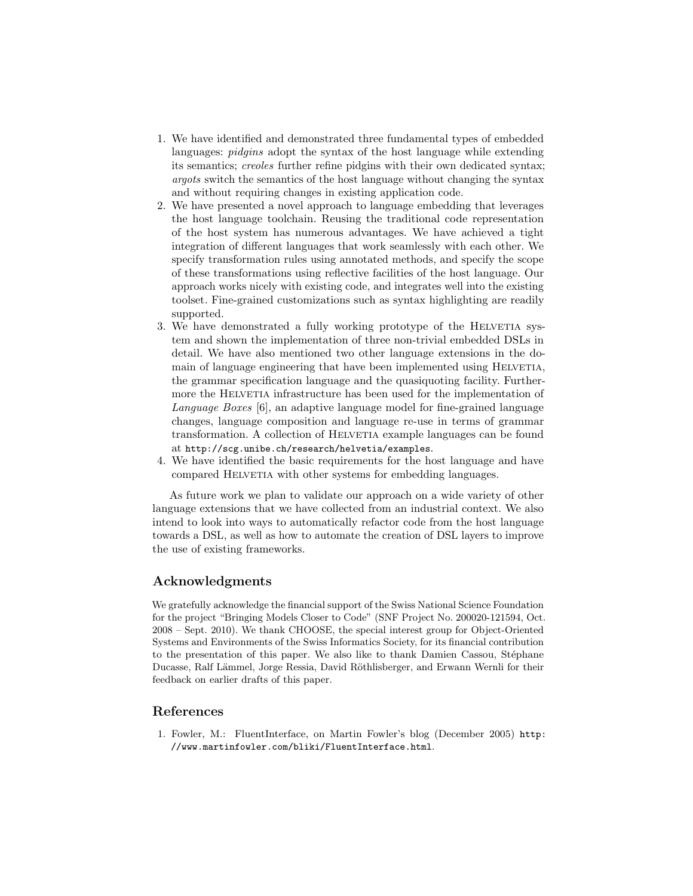1. We have identified and demonstrated three fundamental types of embedded languages: *pidgins* adopt the syntax of the host language while extending its semantics; *creoles* further refine pidgins with their own dedicated syntax; *argots* switch the semantics of the host language without changing the syntax and without requiring changes in existing application code.
2. We have presented a novel approach to language embedding that leverages the host language toolchain. Reusing the traditional code representation of the host system has numerous advantages. We have achieved a tight integration of different languages that work seamlessly with each other. We specify transformation rules using annotated methods, and specify the scope of these transformations using reflective facilities of the host language. Our approach works nicely with existing code, and integrates well into the existing toolset. Fine-grained customizations such as syntax highlighting are readily supported.
3. We have demonstrated a fully working prototype of the Helvetia system and shown the implementation of three non-trivial embedded DSLs in detail. We have also mentioned two other language extensions in the domain of language engineering that have been implemented using Helvetia, the grammar specification language and the quasiquoting facility. Furthermore the Helvetia infrastructure has been used for the implementation of *Language Boxes* [6], an adaptive language model for fine-grained language changes, language composition and language re-use in terms of grammar transformation. A collection of Helvetia example languages can be found at `http://scg.unibe.ch/research/helvetia/examples`.
4. We have identified the basic requirements for the host language and have compared Helvetia with other systems for embedding languages.

As future work we plan to validate our approach on a wide variety of other language extensions that we have collected from an industrial context. We also intend to look into ways to automatically refactor code from the host language towards a DSL, as well as how to automate the creation of DSL layers to improve the use of existing frameworks.

## Acknowledgments

We gratefully acknowledge the financial support of the Swiss National Science Foundation for the project "Bringing Models Closer to Code" (SNF Project No. 200020-121594, Oct. 2008 – Sept. 2010). We thank CHOOSE, the special interest group for Object-Oriented Systems and Environments of the Swiss Informatics Society, for its financial contribution to the presentation of this paper. We also like to thank Damien Cassou, Stéphane Ducasse, Ralf Lämmel, Jorge Ressia, David Röthlisberger, and Erwann Wernli for their feedback on earlier drafts of this paper.

## References

1. Fowler, M.: FluentInterface, on Martin Fowler's blog (December 2005) `http://www.martinfowler.com/bliki/FluentInterface.html`.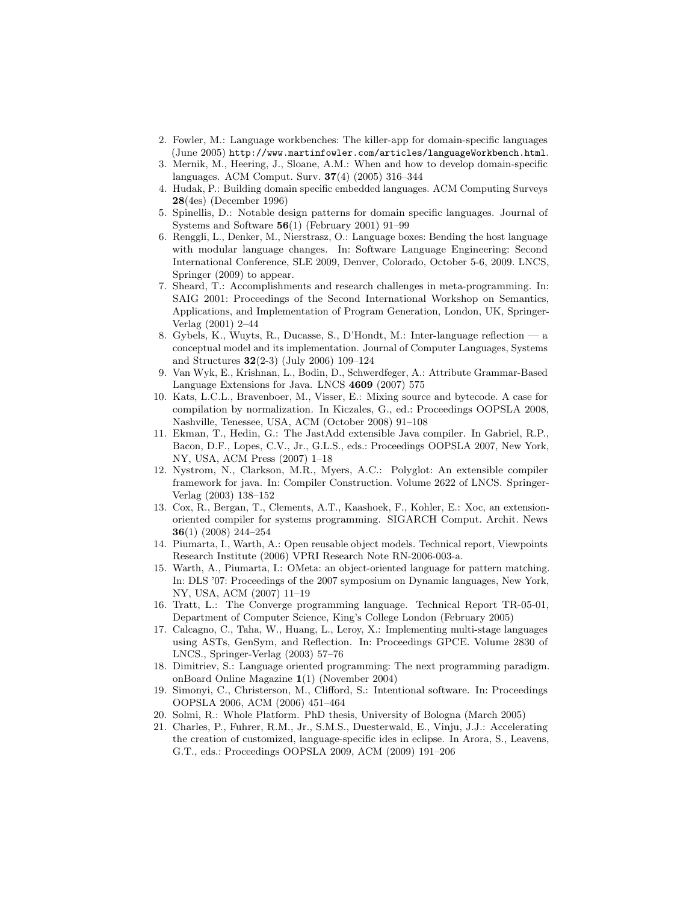2. Fowler, M.: Language workbenches: The killer-app for domain-specific languages (June 2005) http://www.martinfowler.com/articles/languageWorkbench.html.
3. Mernik, M., Heering, J., Sloane, A.M.: When and how to develop domain-specific languages. ACM Comput. Surv. **37**(4) (2005) 316–344
4. Hudak, P.: Building domain specific embedded languages. ACM Computing Surveys **28**(4es) (December 1996)
5. Spinellis, D.: Notable design patterns for domain specific languages. Journal of Systems and Software **56**(1) (February 2001) 91–99
6. Renggli, L., Denker, M., Nierstrasz, O.: Language boxes: Bending the host language with modular language changes. In: Software Language Engineering: Second International Conference, SLE 2009, Denver, Colorado, October 5-6, 2009. LNCS, Springer (2009) to appear.
7. Sheard, T.: Accomplishments and research challenges in meta-programming. In: SAIG 2001: Proceedings of the Second International Workshop on Semantics, Applications, and Implementation of Program Generation, London, UK, Springer-Verlag (2001) 2–44
8. Gybels, K., Wuyts, R., Ducasse, S., D'Hondt, M.: Inter-language reflection — a conceptual model and its implementation. Journal of Computer Languages, Systems and Structures **32**(2-3) (July 2006) 109–124
9. Van Wyk, E., Krishnan, L., Bodin, D., Schwerdfeger, A.: Attribute Grammar-Based Language Extensions for Java. LNCS **4609** (2007) 575
10. Kats, L.C.L., Bravenboer, M., Visser, E.: Mixing source and bytecode. A case for compilation by normalization. In Kiczales, G., ed.: Proceedings OOPSLA 2008, Nashville, Tenessee, USA, ACM (October 2008) 91–108
11. Ekman, T., Hedin, G.: The JastAdd extensible Java compiler. In Gabriel, R.P., Bacon, D.F., Lopes, C.V., Jr., G.L.S., eds.: Proceedings OOPSLA 2007, New York, NY, USA, ACM Press (2007) 1–18
12. Nystrom, N., Clarkson, M.R., Myers, A.C.: Polyglot: An extensible compiler framework for java. In: Compiler Construction. Volume 2622 of LNCS. Springer-Verlag (2003) 138–152
13. Cox, R., Bergan, T., Clements, A.T., Kaashoek, F., Kohler, E.: Xoc, an extension-oriented compiler for systems programming. SIGARCH Comput. Archit. News **36**(1) (2008) 244–254
14. Piumarta, I., Warth, A.: Open reusable object models. Technical report, Viewpoints Research Institute (2006) VPRI Research Note RN-2006-003-a.
15. Warth, A., Piumarta, I.: OMeta: an object-oriented language for pattern matching. In: DLS '07: Proceedings of the 2007 symposium on Dynamic languages, New York, NY, USA, ACM (2007) 11–19
16. Tratt, L.: The Converge programming language. Technical Report TR-05-01, Department of Computer Science, King's College London (February 2005)
17. Calcagno, C., Taha, W., Huang, L., Leroy, X.: Implementing multi-stage languages using ASTs, GenSym, and Reflection. In: Proceedings GPCE. Volume 2830 of LNCS., Springer-Verlag (2003) 57–76
18. Dimitriev, S.: Language oriented programming: The next programming paradigm. onBoard Online Magazine **1**(1) (November 2004)
19. Simonyi, C., Christerson, M., Clifford, S.: Intentional software. In: Proceedings OOPSLA 2006, ACM (2006) 451–464
20. Solmi, R.: Whole Platform. PhD thesis, University of Bologna (March 2005)
21. Charles, P., Fuhrer, R.M., Jr., S.M.S., Duesterwald, E., Vinju, J.J.: Accelerating the creation of customized, language-specific ides in eclipse. In Arora, S., Leavens, G.T., eds.: Proceedings OOPSLA 2009, ACM (2009) 191–206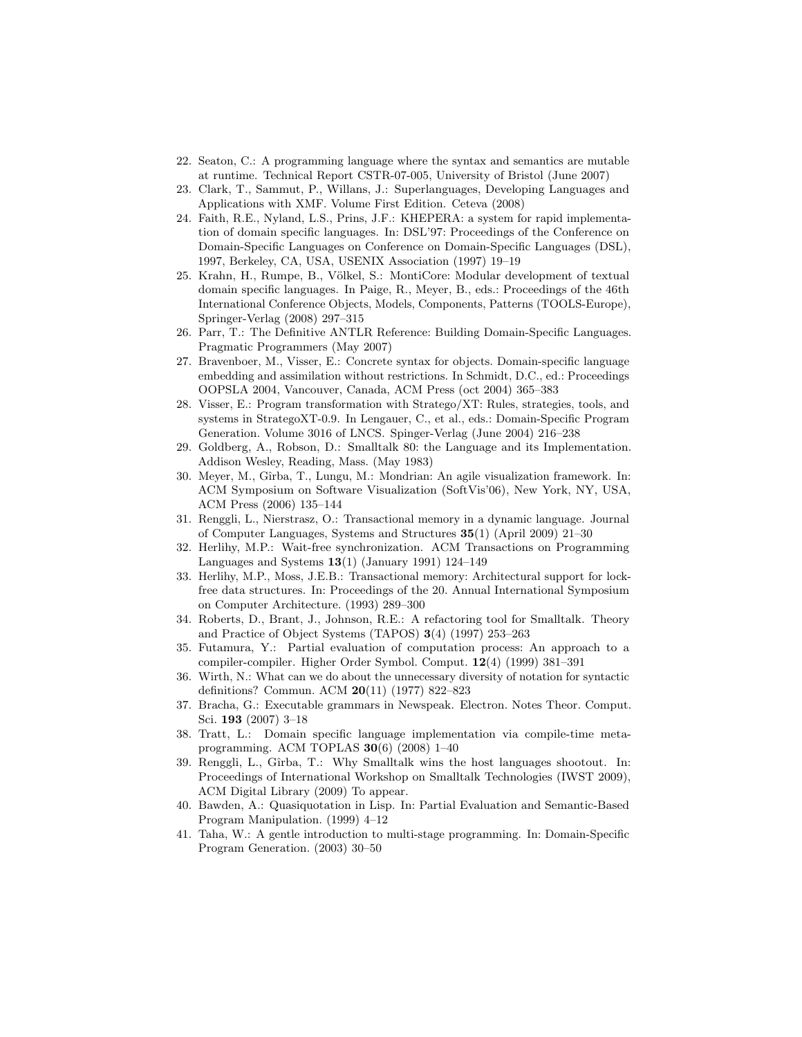22. Seaton, C.: A programming language where the syntax and semantics are mutable at runtime. Technical Report CSTR-07-005, University of Bristol (June 2007)
23. Clark, T., Sammut, P., Willans, J.: Superlanguages, Developing Languages and Applications with XMF. Volume First Edition. Ceteva (2008)
24. Faith, R.E., Nyland, L.S., Prins, J.F.: KHEPERA: a system for rapid implementation of domain specific languages. In: DSL'97: Proceedings of the Conference on Domain-Specific Languages on Conference on Domain-Specific Languages (DSL), 1997, Berkeley, CA, USA, USENIX Association (1997) 19–19
25. Krahn, H., Rumpe, B., Völkel, S.: MontiCore: Modular development of textual domain specific languages. In Paige, R., Meyer, B., eds.: Proceedings of the 46th International Conference Objects, Models, Components, Patterns (TOOLS-Europe), Springer-Verlag (2008) 297–315
26. Parr, T.: The Definitive ANTLR Reference: Building Domain-Specific Languages. Pragmatic Programmers (May 2007)
27. Bravenboer, M., Visser, E.: Concrete syntax for objects. Domain-specific language embedding and assimilation without restrictions. In Schmidt, D.C., ed.: Proceedings OOPSLA 2004, Vancouver, Canada, ACM Press (oct 2004) 365–383
28. Visser, E.: Program transformation with Stratego/XT: Rules, strategies, tools, and systems in StrategoXT-0.9. In Lengauer, C., et al., eds.: Domain-Specific Program Generation. Volume 3016 of LNCS. Spinger-Verlag (June 2004) 216–238
29. Goldberg, A., Robson, D.: Smalltalk 80: the Language and its Implementation. Addison Wesley, Reading, Mass. (May 1983)
30. Meyer, M., Gîrba, T., Lungu, M.: Mondrian: An agile visualization framework. In: ACM Symposium on Software Visualization (SoftVis'06), New York, NY, USA, ACM Press (2006) 135–144
31. Renggli, L., Nierstrasz, O.: Transactional memory in a dynamic language. Journal of Computer Languages, Systems and Structures **35**(1) (April 2009) 21–30
32. Herlihy, M.P.: Wait-free synchronization. ACM Transactions on Programming Languages and Systems **13**(1) (January 1991) 124–149
33. Herlihy, M.P., Moss, J.E.B.: Transactional memory: Architectural support for lock-free data structures. In: Proceedings of the 20. Annual International Symposium on Computer Architecture. (1993) 289–300
34. Roberts, D., Brant, J., Johnson, R.E.: A refactoring tool for Smalltalk. Theory and Practice of Object Systems (TAPOS) **3**(4) (1997) 253–263
35. Futamura, Y.: Partial evaluation of computation process: An approach to a compiler-compiler. Higher Order Symbol. Comput. **12**(4) (1999) 381–391
36. Wirth, N.: What can we do about the unnecessary diversity of notation for syntactic definitions? Commun. ACM **20**(11) (1977) 822–823
37. Bracha, G.: Executable grammars in Newspeak. Electron. Notes Theor. Comput. Sci. **193** (2007) 3–18
38. Tratt, L.: Domain specific language implementation via compile-time meta-programming. ACM TOPLAS **30**(6) (2008) 1–40
39. Renggli, L., Gîrba, T.: Why Smalltalk wins the host languages shootout. In: Proceedings of International Workshop on Smalltalk Technologies (IWST 2009), ACM Digital Library (2009) To appear.
40. Bawden, A.: Quasiquotation in Lisp. In: Partial Evaluation and Semantic-Based Program Manipulation. (1999) 4–12
41. Taha, W.: A gentle introduction to multi-stage programming. In: Domain-Specific Program Generation. (2003) 30–50